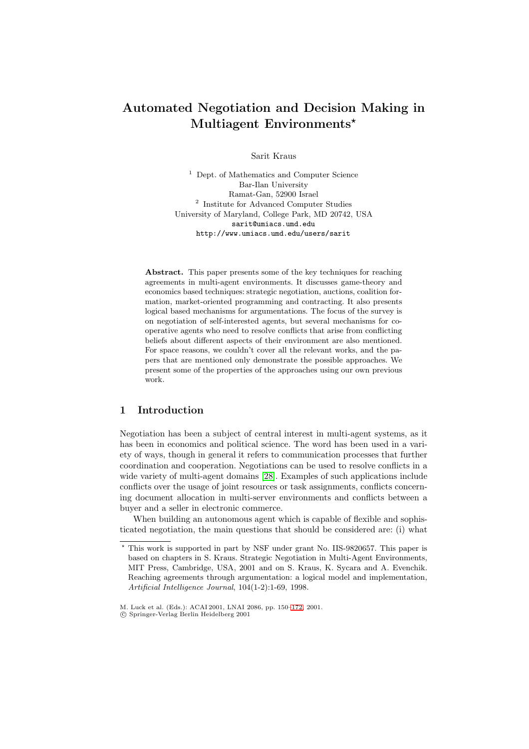# Automated Negotiation and Decision Making in Multiagent Environments*

Sarit Kraus

[1] Dept. of Mathematics and Computer Science
Bar-Ilan University
Ramat-Gan, 52900 Israel
[2] Institute for Advanced Computer Studies
University of Maryland, College Park, MD 20742, USA
sarit@umiacs.umd.edu
http://www.umiacs.umd.edu/users/sarit

**Abstract.** This paper presents some of the key techniques for reaching agreements in multi-agent environments. It discusses game-theory and economics based techniques: strategic negotiation, auctions, coalition formation, market-oriented programming and contracting. It also presents logical based mechanisms for argumentations. The focus of the survey is on negotiation of self-interested agents, but several mechanisms for cooperative agents who need to resolve conflicts that arise from conflicting beliefs about different aspects of their environment are also mentioned. For space reasons, we couldn't cover all the relevant works, and the papers that are mentioned only demonstrate the possible approaches. We present some of the properties of the approaches using our own previous work.

## 1 Introduction

Negotiation has been a subject of central interest in multi-agent systems, as it has been in economics and political science. The word has been used in a variety of ways, though in general it refers to communication processes that further coordination and cooperation. Negotiations can be used to resolve conflicts in a wide variety of multi-agent domains [28]. Examples of such applications include conflicts over the usage of joint resources or task assignments, conflicts concerning document allocation in multi-server environments and conflicts between a buyer and a seller in electronic commerce.

When building an autonomous agent which is capable of flexible and sophisticated negotiation, the main questions that should be considered are: (i) what

* This work is supported in part by NSF under grant No. IIS-9820657. This paper is based on chapters in S. Kraus. Strategic Negotiation in Multi-Agent Environments, MIT Press, Cambridge, USA, 2001 and on S. Kraus, K. Sycara and A. Evenchik. Reaching agreements through argumentation: a logical model and implementation, *Artificial Intelligence Journal*, 104(1-2):1-69, 1998.

M. Luck et al. (Eds.): ACAI 2001, LNAI 2086, pp. 150–172, 2001.
© Springer-Verlag Berlin Heidelberg 2001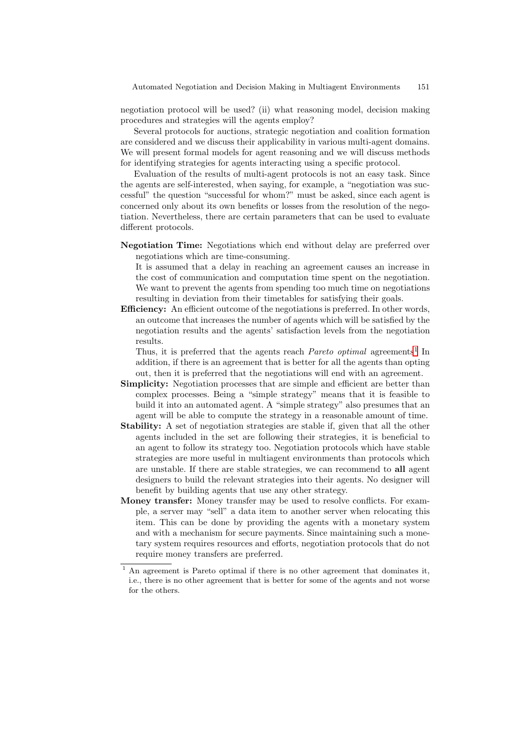negotiation protocol will be used? (ii) what reasoning model, decision making procedures and strategies will the agents employ?

Several protocols for auctions, strategic negotiation and coalition formation are considered and we discuss their applicability in various multi-agent domains. We will present formal models for agent reasoning and we will discuss methods for identifying strategies for agents interacting using a specific protocol.

Evaluation of the results of multi-agent protocols is not an easy task. Since the agents are self-interested, when saying, for example, a "negotiation was successful" the question "successful for whom?" must be asked, since each agent is concerned only about its own benefits or losses from the resolution of the negotiation. Nevertheless, there are certain parameters that can be used to evaluate different protocols.

**Negotiation Time:** Negotiations which end without delay are preferred over negotiations which are time-consuming.
It is assumed that a delay in reaching an agreement causes an increase in the cost of communication and computation time spent on the negotiation. We want to prevent the agents from spending too much time on negotiations resulting in deviation from their timetables for satisfying their goals.

**Efficiency:** An efficient outcome of the negotiations is preferred. In other words, an outcome that increases the number of agents which will be satisfied by the negotiation results and the agents' satisfaction levels from the negotiation results.
Thus, it is preferred that the agents reach *Pareto optimal* agreements[1] In addition, if there is an agreement that is better for all the agents than opting out, then it is preferred that the negotiations will end with an agreement.

**Simplicity:** Negotiation processes that are simple and efficient are better than complex processes. Being a "simple strategy" means that it is feasible to build it into an automated agent. A "simple strategy" also presumes that an agent will be able to compute the strategy in a reasonable amount of time.

**Stability:** A set of negotiation strategies are stable if, given that all the other agents included in the set are following their strategies, it is beneficial to an agent to follow its strategy too. Negotiation protocols which have stable strategies are more useful in multiagent environments than protocols which are unstable. If there are stable strategies, we can recommend to **all** agent designers to build the relevant strategies into their agents. No designer will benefit by building agents that use any other strategy.

**Money transfer:** Money transfer may be used to resolve conflicts. For example, a server may "sell" a data item to another server when relocating this item. This can be done by providing the agents with a monetary system and with a mechanism for secure payments. Since maintaining such a monetary system requires resources and efforts, negotiation protocols that do not require money transfers are preferred.

---

[1] An agreement is Pareto optimal if there is no other agreement that dominates it, i.e., there is no other agreement that is better for some of the agents and not worse for the others.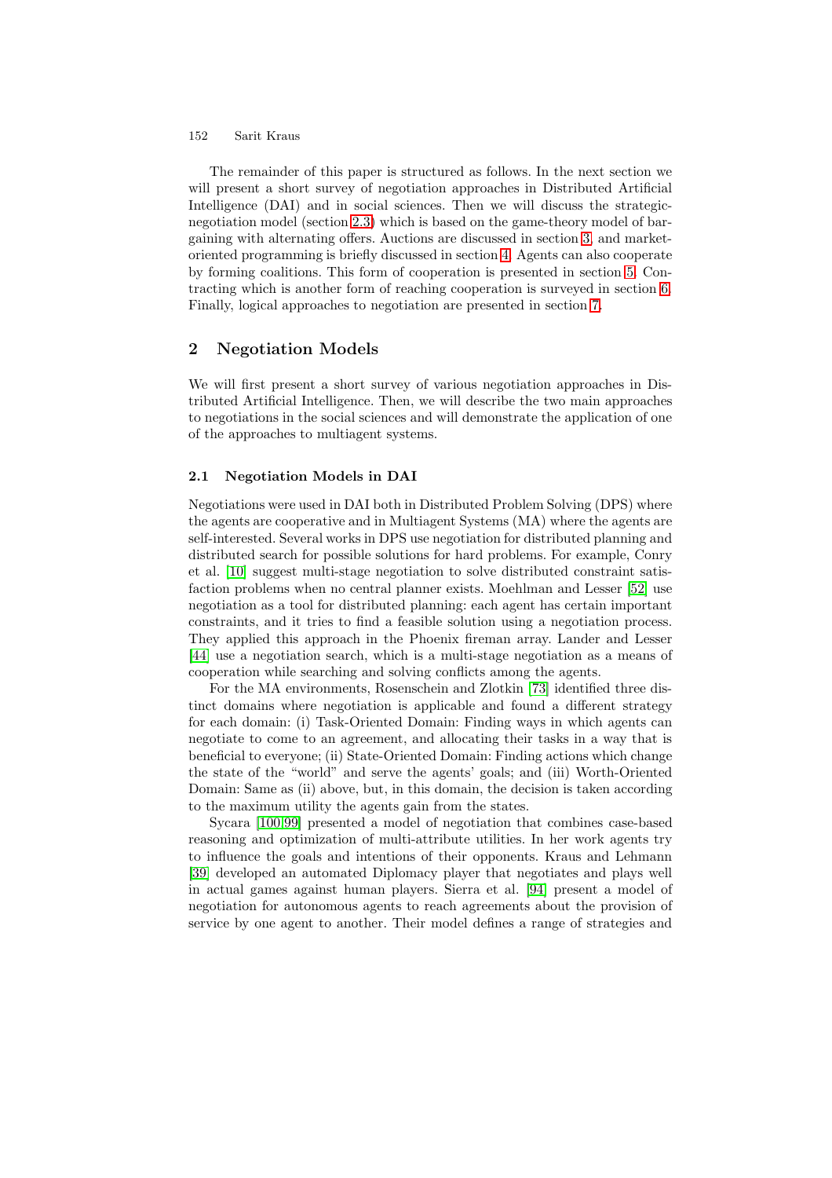The remainder of this paper is structured as follows. In the next section we will present a short survey of negotiation approaches in Distributed Artificial Intelligence (DAI) and in social sciences. Then we will discuss the strategic-negotiation model (section 2.3) which is based on the game-theory model of bargaining with alternating offers. Auctions are discussed in section 3 and market-oriented programming is briefly discussed in section 4. Agents can also cooperate by forming coalitions. This form of cooperation is presented in section 5. Contracting which is another form of reaching cooperation is surveyed in section 6. Finally, logical approaches to negotiation are presented in section 7.

## 2 Negotiation Models

We will first present a short survey of various negotiation approaches in Distributed Artificial Intelligence. Then, we will describe the two main approaches to negotiations in the social sciences and will demonstrate the application of one of the approaches to multiagent systems.

### 2.1 Negotiation Models in DAI

Negotiations were used in DAI both in Distributed Problem Solving (DPS) where the agents are cooperative and in Multiagent Systems (MA) where the agents are self-interested. Several works in DPS use negotiation for distributed planning and distributed search for possible solutions for hard problems. For example, Conry et al. [10] suggest multi-stage negotiation to solve distributed constraint satisfaction problems when no central planner exists. Moehlman and Lesser [52] use negotiation as a tool for distributed planning: each agent has certain important constraints, and it tries to find a feasible solution using a negotiation process. They applied this approach in the Phoenix fireman array. Lander and Lesser [44] use a negotiation search, which is a multi-stage negotiation as a means of cooperation while searching and solving conflicts among the agents.

For the MA environments, Rosenschein and Zlotkin [73] identified three distinct domains where negotiation is applicable and found a different strategy for each domain: (i) Task-Oriented Domain: Finding ways in which agents can negotiate to come to an agreement, and allocating their tasks in a way that is beneficial to everyone; (ii) State-Oriented Domain: Finding actions which change the state of the "world" and serve the agents' goals; and (iii) Worth-Oriented Domain: Same as (ii) above, but, in this domain, the decision is taken according to the maximum utility the agents gain from the states.

Sycara [100,99] presented a model of negotiation that combines case-based reasoning and optimization of multi-attribute utilities. In her work agents try to influence the goals and intentions of their opponents. Kraus and Lehmann [39] developed an automated Diplomacy player that negotiates and plays well in actual games against human players. Sierra et al. [94] present a model of negotiation for autonomous agents to reach agreements about the provision of service by one agent to another. Their model defines a range of strategies and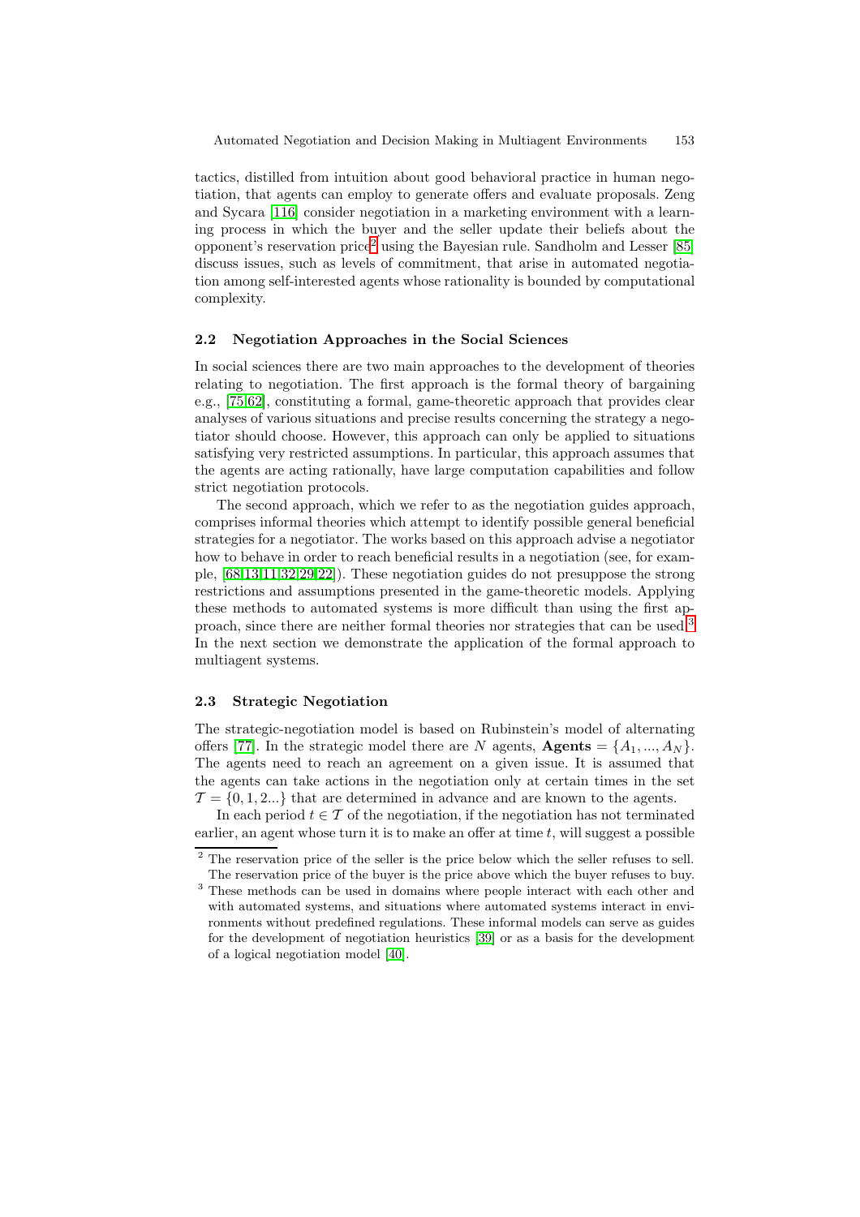tactics, distilled from intuition about good behavioral practice in human negotiation, that agents can employ to generate offers and evaluate proposals. Zeng and Sycara [116] consider negotiation in a marketing environment with a learning process in which the buyer and the seller update their beliefs about the opponent's reservation price[2] using the Bayesian rule. Sandholm and Lesser [85] discuss issues, such as levels of commitment, that arise in automated negotiation among self-interested agents whose rationality is bounded by computational complexity.

### 2.2 Negotiation Approaches in the Social Sciences

In social sciences there are two main approaches to the development of theories relating to negotiation. The first approach is the formal theory of bargaining e.g., [75,62], constituting a formal, game-theoretic approach that provides clear analyses of various situations and precise results concerning the strategy a negotiator should choose. However, this approach can only be applied to situations satisfying very restricted assumptions. In particular, this approach assumes that the agents are acting rationally, have large computation capabilities and follow strict negotiation protocols.

The second approach, which we refer to as the negotiation guides approach, comprises informal theories which attempt to identify possible general beneficial strategies for a negotiator. The works based on this approach advise a negotiator how to behave in order to reach beneficial results in a negotiation (see, for example, [68,13,11,32,29,22]). These negotiation guides do not presuppose the strong restrictions and assumptions presented in the game-theoretic models. Applying these methods to automated systems is more difficult than using the first approach, since there are neither formal theories nor strategies that can be used.[3] In the next section we demonstrate the application of the formal approach to multiagent systems.

### 2.3 Strategic Negotiation

The strategic-negotiation model is based on Rubinstein's model of alternating offers [77]. In the strategic model there are $N$ agents, $\mathbf{Agents} = \{A_1, ..., A_N\}$. The agents need to reach an agreement on a given issue. It is assumed that the agents can take actions in the negotiation only at certain times in the set $\mathcal{T} = \{0, 1, 2...\}$ that are determined in advance and are known to the agents.

In each period $t \in \mathcal{T}$ of the negotiation, if the negotiation has not terminated earlier, an agent whose turn it is to make an offer at time $t$, will suggest a possible

[2] The reservation price of the seller is the price below which the seller refuses to sell. The reservation price of the buyer is the price above which the buyer refuses to buy.

[3] These methods can be used in domains where people interact with each other and with automated systems, and situations where automated systems interact in environments without predefined regulations. These informal models can serve as guides for the development of negotiation heuristics [39] or as a basis for the development of a logical negotiation model [40].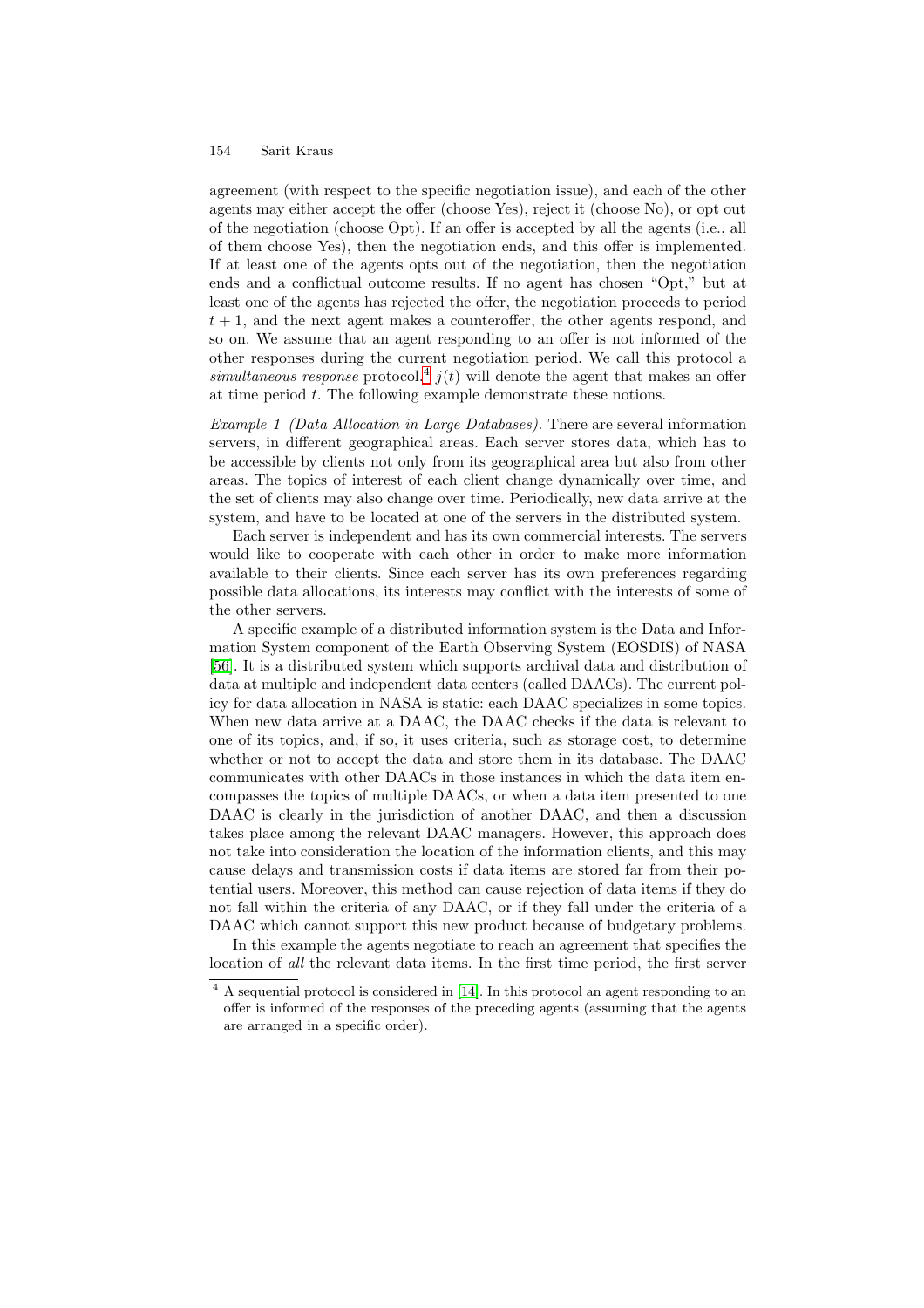agreement (with respect to the specific negotiation issue), and each of the other agents may either accept the offer (choose Yes), reject it (choose No), or opt out of the negotiation (choose Opt). If an offer is accepted by all the agents (i.e., all of them choose Yes), then the negotiation ends, and this offer is implemented. If at least one of the agents opts out of the negotiation, then the negotiation ends and a conflictual outcome results. If no agent has chosen "Opt," but at least one of the agents has rejected the offer, the negotiation proceeds to period $t+1$, and the next agent makes a counteroffer, the other agents respond, and so on. We assume that an agent responding to an offer is not informed of the other responses during the current negotiation period. We call this protocol a *simultaneous response* protocol.[4] $j(t)$ will denote the agent that makes an offer at time period $t$. The following example demonstrate these notions.

*Example 1 (Data Allocation in Large Databases).* There are several information servers, in different geographical areas. Each server stores data, which has to be accessible by clients not only from its geographical area but also from other areas. The topics of interest of each client change dynamically over time, and the set of clients may also change over time. Periodically, new data arrive at the system, and have to be located at one of the servers in the distributed system.

Each server is independent and has its own commercial interests. The servers would like to cooperate with each other in order to make more information available to their clients. Since each server has its own preferences regarding possible data allocations, its interests may conflict with the interests of some of the other servers.

A specific example of a distributed information system is the Data and Information System component of the Earth Observing System (EOSDIS) of NASA [56]. It is a distributed system which supports archival data and distribution of data at multiple and independent data centers (called DAACs). The current policy for data allocation in NASA is static: each DAAC specializes in some topics. When new data arrive at a DAAC, the DAAC checks if the data is relevant to one of its topics, and, if so, it uses criteria, such as storage cost, to determine whether or not to accept the data and store them in its database. The DAAC communicates with other DAACs in those instances in which the data item encompasses the topics of multiple DAACs, or when a data item presented to one DAAC is clearly in the jurisdiction of another DAAC, and then a discussion takes place among the relevant DAAC managers. However, this approach does not take into consideration the location of the information clients, and this may cause delays and transmission costs if data items are stored far from their potential users. Moreover, this method can cause rejection of data items if they do not fall within the criteria of any DAAC, or if they fall under the criteria of a DAAC which cannot support this new product because of budgetary problems.

In this example the agents negotiate to reach an agreement that specifies the location of *all* the relevant data items. In the first time period, the first server

[4] A sequential protocol is considered in [14]. In this protocol an agent responding to an offer is informed of the responses of the preceding agents (assuming that the agents are arranged in a specific order).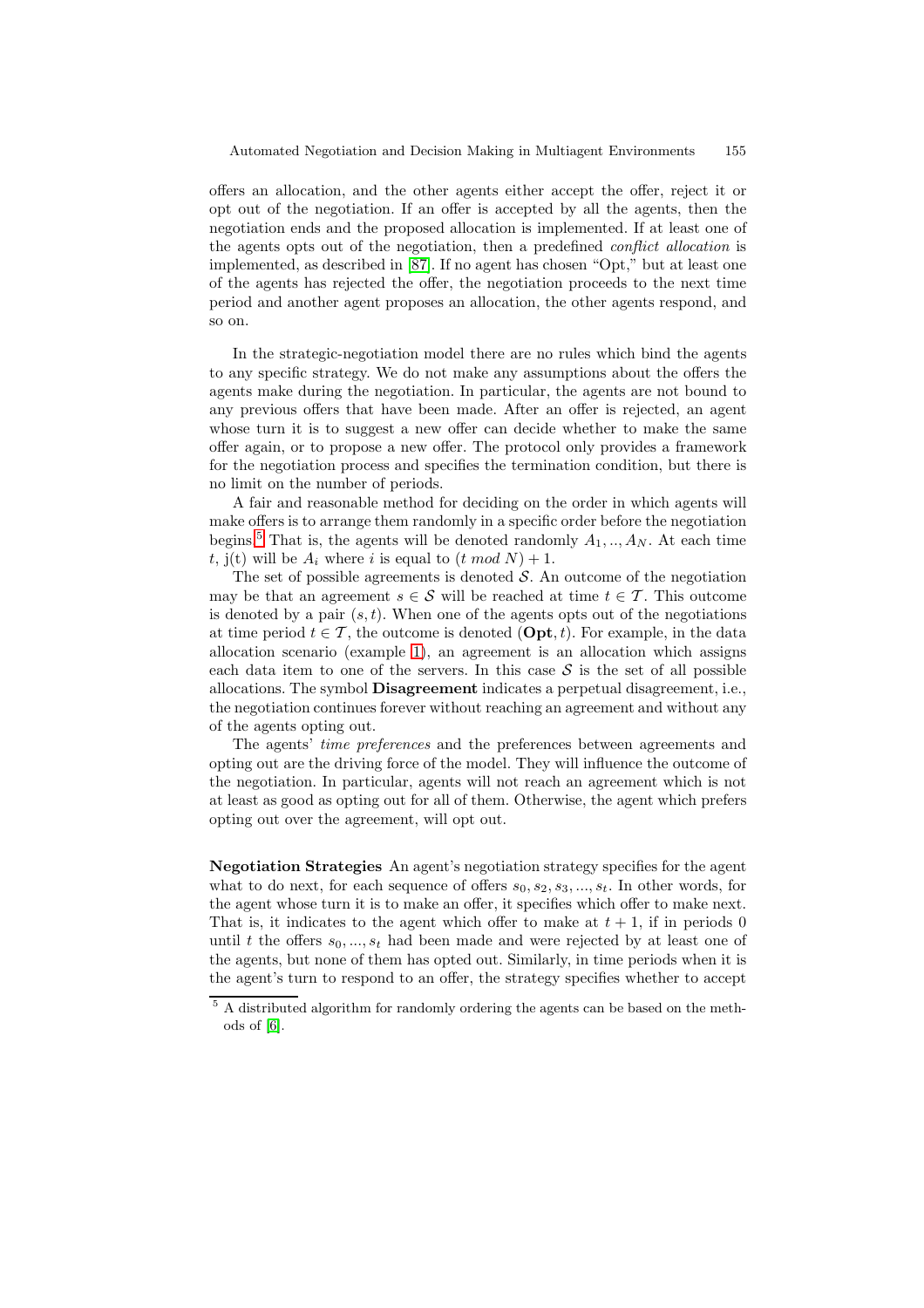offers an allocation, and the other agents either accept the offer, reject it or opt out of the negotiation. If an offer is accepted by all the agents, then the negotiation ends and the proposed allocation is implemented. If at least one of the agents opts out of the negotiation, then a predefined *conflict allocation* is implemented, as described in [87]. If no agent has chosen "Opt," but at least one of the agents has rejected the offer, the negotiation proceeds to the next time period and another agent proposes an allocation, the other agents respond, and so on.

In the strategic-negotiation model there are no rules which bind the agents to any specific strategy. We do not make any assumptions about the offers the agents make during the negotiation. In particular, the agents are not bound to any previous offers that have been made. After an offer is rejected, an agent whose turn it is to suggest a new offer can decide whether to make the same offer again, or to propose a new offer. The protocol only provides a framework for the negotiation process and specifies the termination condition, but there is no limit on the number of periods.

A fair and reasonable method for deciding on the order in which agents will make offers is to arrange them randomly in a specific order before the negotiation begins.[5] That is, the agents will be denoted randomly $A_1, .., A_N$. At each time $t$, j(t) will be $A_i$ where $i$ is equal to $(t \ mod \ N) + 1$.

The set of possible agreements is denoted $\mathcal{S}$. An outcome of the negotiation may be that an agreement $s \in \mathcal{S}$ will be reached at time $t \in \mathcal{T}$. This outcome is denoted by a pair $(s, t)$. When one of the agents opts out of the negotiations at time period $t \in \mathcal{T}$, the outcome is denoted $(\mathbf{Opt}, t)$. For example, in the data allocation scenario (example 1), an agreement is an allocation which assigns each data item to one of the servers. In this case $\mathcal{S}$ is the set of all possible allocations. The symbol **Disagreement** indicates a perpetual disagreement, i.e., the negotiation continues forever without reaching an agreement and without any of the agents opting out.

The agents' *time preferences* and the preferences between agreements and opting out are the driving force of the model. They will influence the outcome of the negotiation. In particular, agents will not reach an agreement which is not at least as good as opting out for all of them. Otherwise, the agent which prefers opting out over the agreement, will opt out.

**Negotiation Strategies** An agent's negotiation strategy specifies for the agent what to do next, for each sequence of offers $s_0, s_2, s_3, ..., s_t$. In other words, for the agent whose turn it is to make an offer, it specifies which offer to make next. That is, it indicates to the agent which offer to make at $t + 1$, if in periods 0 until $t$ the offers $s_0, ..., s_t$ had been made and were rejected by at least one of the agents, but none of them has opted out. Similarly, in time periods when it is the agent's turn to respond to an offer, the strategy specifies whether to accept

[5] A distributed algorithm for randomly ordering the agents can be based on the methods of [6].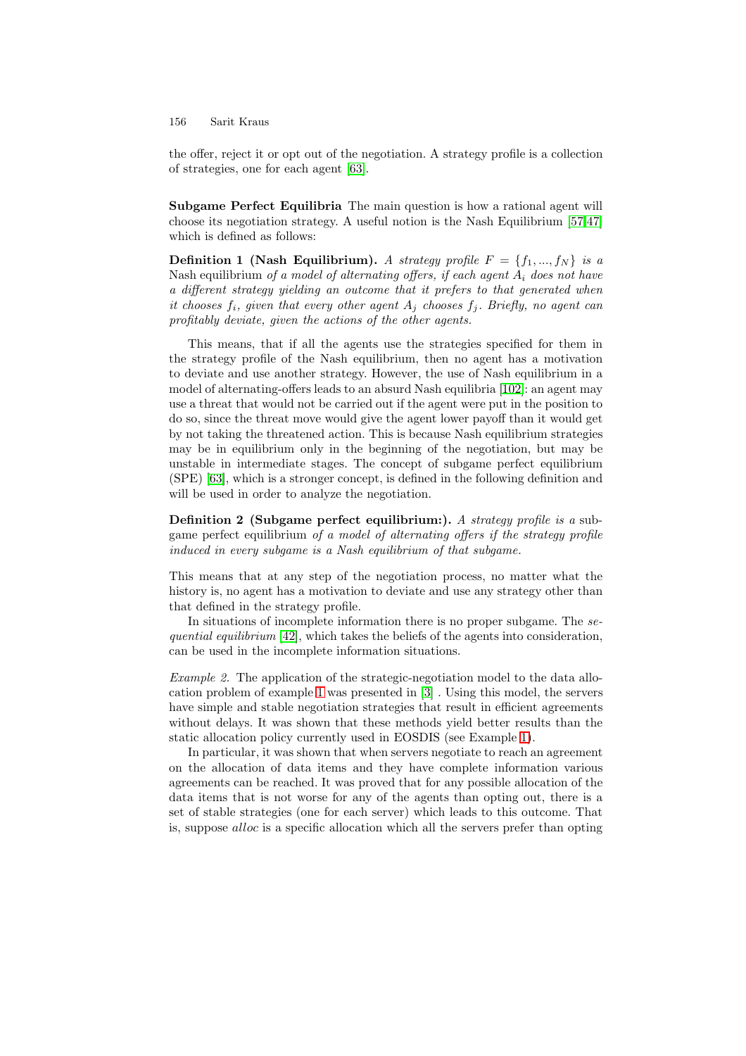the offer, reject it or opt out of the negotiation. A strategy profile is a collection of strategies, one for each agent [63].

**Subgame Perfect Equilibria** The main question is how a rational agent will choose its negotiation strategy. A useful notion is the Nash Equilibrium [57,47] which is defined as follows:

**Definition 1 (Nash Equilibrium).** *A strategy profile $F = \{f_1, ..., f_N\}$ is a* Nash equilibrium *of a model of alternating offers, if each agent $A_i$ does not have a different strategy yielding an outcome that it prefers to that generated when it chooses $f_i$, given that every other agent $A_j$ chooses $f_j$. Briefly, no agent can profitably deviate, given the actions of the other agents.*

This means, that if all the agents use the strategies specified for them in the strategy profile of the Nash equilibrium, then no agent has a motivation to deviate and use another strategy. However, the use of Nash equilibrium in a model of alternating-offers leads to an absurd Nash equilibria [102]: an agent may use a threat that would not be carried out if the agent were put in the position to do so, since the threat move would give the agent lower payoff than it would get by not taking the threatened action. This is because Nash equilibrium strategies may be in equilibrium only in the beginning of the negotiation, but may be unstable in intermediate stages. The concept of subgame perfect equilibrium (SPE) [63], which is a stronger concept, is defined in the following definition and will be used in order to analyze the negotiation.

**Definition 2 (Subgame perfect equilibrium:).** *A strategy profile is a* subgame perfect equilibrium *of a model of alternating offers if the strategy profile induced in every subgame is a Nash equilibrium of that subgame.*

This means that at any step of the negotiation process, no matter what the history is, no agent has a motivation to deviate and use any strategy other than that defined in the strategy profile.

In situations of incomplete information there is no proper subgame. The *sequential equilibrium* [42], which takes the beliefs of the agents into consideration, can be used in the incomplete information situations.

*Example 2.* The application of the strategic-negotiation model to the data allocation problem of example 1 was presented in [3] . Using this model, the servers have simple and stable negotiation strategies that result in efficient agreements without delays. It was shown that these methods yield better results than the static allocation policy currently used in EOSDIS (see Example 1).

In particular, it was shown that when servers negotiate to reach an agreement on the allocation of data items and they have complete information various agreements can be reached. It was proved that for any possible allocation of the data items that is not worse for any of the agents than opting out, there is a set of stable strategies (one for each server) which leads to this outcome. That is, suppose *alloc* is a specific allocation which all the servers prefer than opting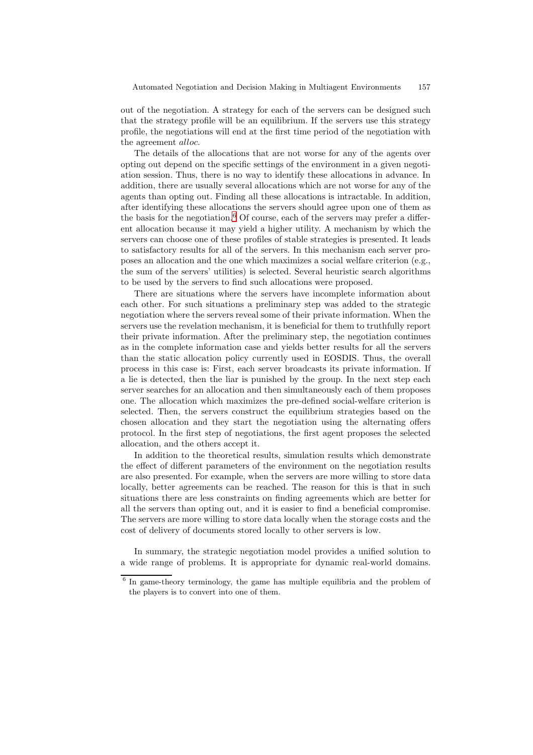out of the negotiation. A strategy for each of the servers can be designed such that the strategy profile will be an equilibrium. If the servers use this strategy profile, the negotiations will end at the first time period of the negotiation with the agreement *alloc*.

The details of the allocations that are not worse for any of the agents over opting out depend on the specific settings of the environment in a given negotiation session. Thus, there is no way to identify these allocations in advance. In addition, there are usually several allocations which are not worse for any of the agents than opting out. Finding all these allocations is intractable. In addition, after identifying these allocations the servers should agree upon one of them as the basis for the negotiation.[6] Of course, each of the servers may prefer a different allocation because it may yield a higher utility. A mechanism by which the servers can choose one of these profiles of stable strategies is presented. It leads to satisfactory results for all of the servers. In this mechanism each server proposes an allocation and the one which maximizes a social welfare criterion (e.g., the sum of the servers' utilities) is selected. Several heuristic search algorithms to be used by the servers to find such allocations were proposed.

There are situations where the servers have incomplete information about each other. For such situations a preliminary step was added to the strategic negotiation where the servers reveal some of their private information. When the servers use the revelation mechanism, it is beneficial for them to truthfully report their private information. After the preliminary step, the negotiation continues as in the complete information case and yields better results for all the servers than the static allocation policy currently used in EOSDIS. Thus, the overall process in this case is: First, each server broadcasts its private information. If a lie is detected, then the liar is punished by the group. In the next step each server searches for an allocation and then simultaneously each of them proposes one. The allocation which maximizes the pre-defined social-welfare criterion is selected. Then, the servers construct the equilibrium strategies based on the chosen allocation and they start the negotiation using the alternating offers protocol. In the first step of negotiations, the first agent proposes the selected allocation, and the others accept it.

In addition to the theoretical results, simulation results which demonstrate the effect of different parameters of the environment on the negotiation results are also presented. For example, when the servers are more willing to store data locally, better agreements can be reached. The reason for this is that in such situations there are less constraints on finding agreements which are better for all the servers than opting out, and it is easier to find a beneficial compromise. The servers are more willing to store data locally when the storage costs and the cost of delivery of documents stored locally to other servers is low.

In summary, the strategic negotiation model provides a unified solution to a wide range of problems. It is appropriate for dynamic real-world domains.

[6] In game-theory terminology, the game has multiple equilibria and the problem of the players is to convert into one of them.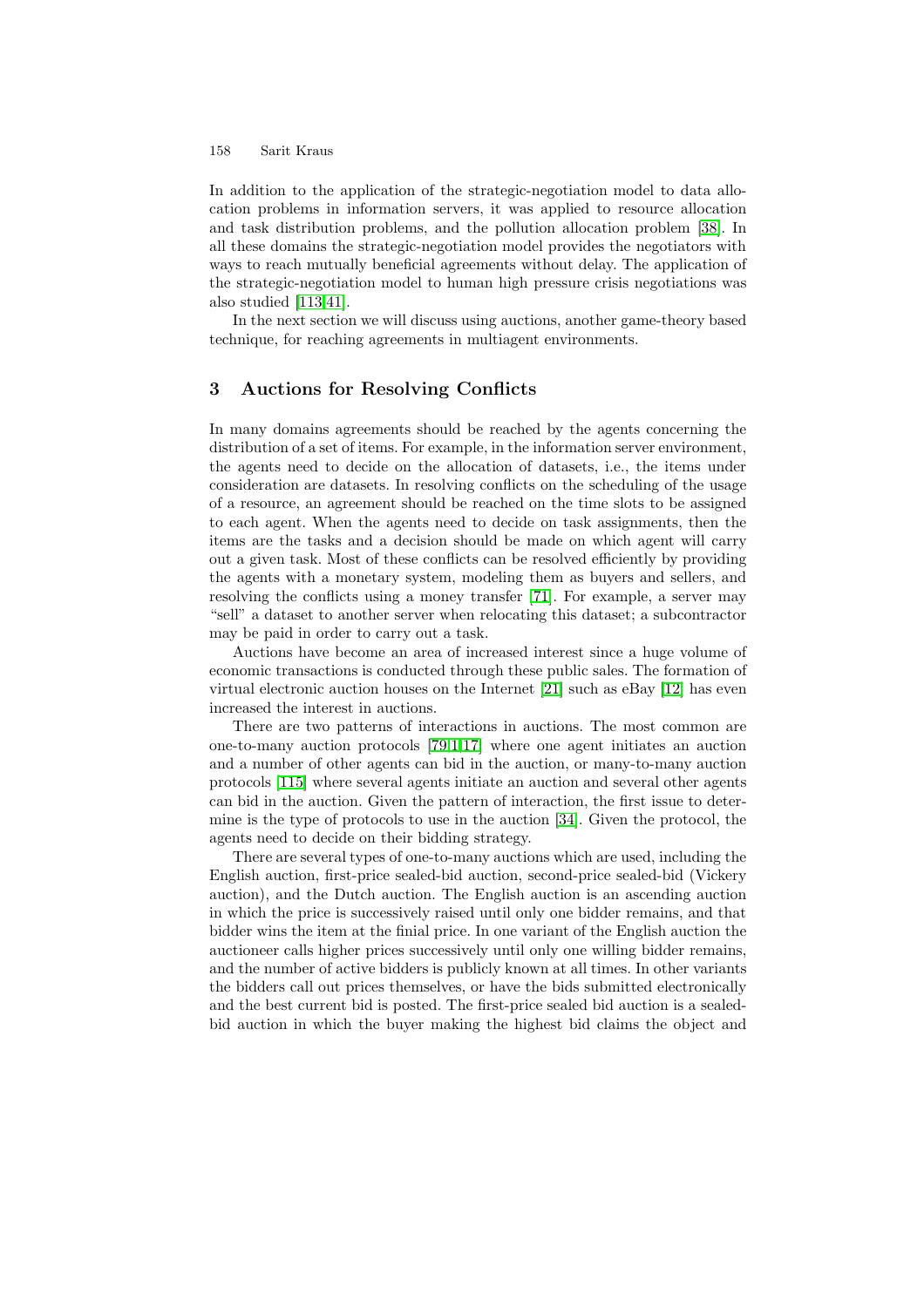In addition to the application of the strategic-negotiation model to data allocation problems in information servers, it was applied to resource allocation and task distribution problems, and the pollution allocation problem [38]. In all these domains the strategic-negotiation model provides the negotiators with ways to reach mutually beneficial agreements without delay. The application of the strategic-negotiation model to human high pressure crisis negotiations was also studied [113,41].

In the next section we will discuss using auctions, another game-theory based technique, for reaching agreements in multiagent environments.

## 3 Auctions for Resolving Conflicts

In many domains agreements should be reached by the agents concerning the distribution of a set of items. For example, in the information server environment, the agents need to decide on the allocation of datasets, i.e., the items under consideration are datasets. In resolving conflicts on the scheduling of the usage of a resource, an agreement should be reached on the time slots to be assigned to each agent. When the agents need to decide on task assignments, then the items are the tasks and a decision should be made on which agent will carry out a given task. Most of these conflicts can be resolved efficiently by providing the agents with a monetary system, modeling them as buyers and sellers, and resolving the conflicts using a money transfer [71]. For example, a server may "sell" a dataset to another server when relocating this dataset; a subcontractor may be paid in order to carry out a task.

Auctions have become an area of increased interest since a huge volume of economic transactions is conducted through these public sales. The formation of virtual electronic auction houses on the Internet [21] such as eBay [12] has even increased the interest in auctions.

There are two patterns of interactions in auctions. The most common are one-to-many auction protocols [79,1,17] where one agent initiates an auction and a number of other agents can bid in the auction, or many-to-many auction protocols [115] where several agents initiate an auction and several other agents can bid in the auction. Given the pattern of interaction, the first issue to determine is the type of protocols to use in the auction [34]. Given the protocol, the agents need to decide on their bidding strategy.

There are several types of one-to-many auctions which are used, including the English auction, first-price sealed-bid auction, second-price sealed-bid (Vickery auction), and the Dutch auction. The English auction is an ascending auction in which the price is successively raised until only one bidder remains, and that bidder wins the item at the finial price. In one variant of the English auction the auctioneer calls higher prices successively until only one willing bidder remains, and the number of active bidders is publicly known at all times. In other variants the bidders call out prices themselves, or have the bids submitted electronically and the best current bid is posted. The first-price sealed bid auction is a sealed-bid auction in which the buyer making the highest bid claims the object and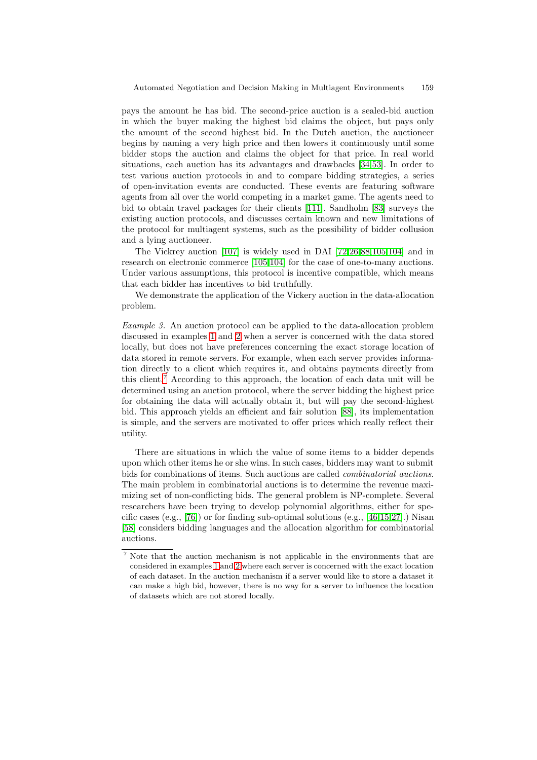pays the amount he has bid. The second-price auction is a sealed-bid auction in which the buyer making the highest bid claims the object, but pays only the amount of the second highest bid. In the Dutch auction, the auctioneer begins by naming a very high price and then lowers it continuously until some bidder stops the auction and claims the object for that price. In real world situations, each auction has its advantages and drawbacks [34,53]. In order to test various auction protocols in and to compare bidding strategies, a series of open-invitation events are conducted. These events are featuring software agents from all over the world competing in a market game. The agents need to bid to obtain travel packages for their clients [111]. Sandholm [83] surveys the existing auction protocols, and discusses certain known and new limitations of the protocol for multiagent systems, such as the possibility of bidder collusion and a lying auctioneer.

The Vickrey auction [107] is widely used in DAI [72,26,88,105,104] and in research on electronic commerce [105,104] for the case of one-to-many auctions. Under various assumptions, this protocol is incentive compatible, which means that each bidder has incentives to bid truthfully.

We demonstrate the application of the Vickery auction in the data-allocation problem.

*Example 3.* An auction protocol can be applied to the data-allocation problem discussed in examples 1 and 2 when a server is concerned with the data stored locally, but does not have preferences concerning the exact storage location of data stored in remote servers. For example, when each server provides information directly to a client which requires it, and obtains payments directly from this client.[7] According to this approach, the location of each data unit will be determined using an auction protocol, where the server bidding the highest price for obtaining the data will actually obtain it, but will pay the second-highest bid. This approach yields an efficient and fair solution [88], its implementation is simple, and the servers are motivated to offer prices which really reflect their utility.

There are situations in which the value of some items to a bidder depends upon which other items he or she wins. In such cases, bidders may want to submit bids for combinations of items. Such auctions are called *combinatorial auctions*. The main problem in combinatorial auctions is to determine the revenue maximizing set of non-conflicting bids. The general problem is NP-complete. Several researchers have been trying to develop polynomial algorithms, either for specific cases (e.g., [76]) or for finding sub-optimal solutions (e.g., [46,15,27].) Nisan [58] considers bidding languages and the allocation algorithm for combinatorial auctions.

---

[7] Note that the auction mechanism is not applicable in the environments that are considered in examples 1 and 2 where each server is concerned with the exact location of each dataset. In the auction mechanism if a server would like to store a dataset it can make a high bid, however, there is no way for a server to influence the location of datasets which are not stored locally.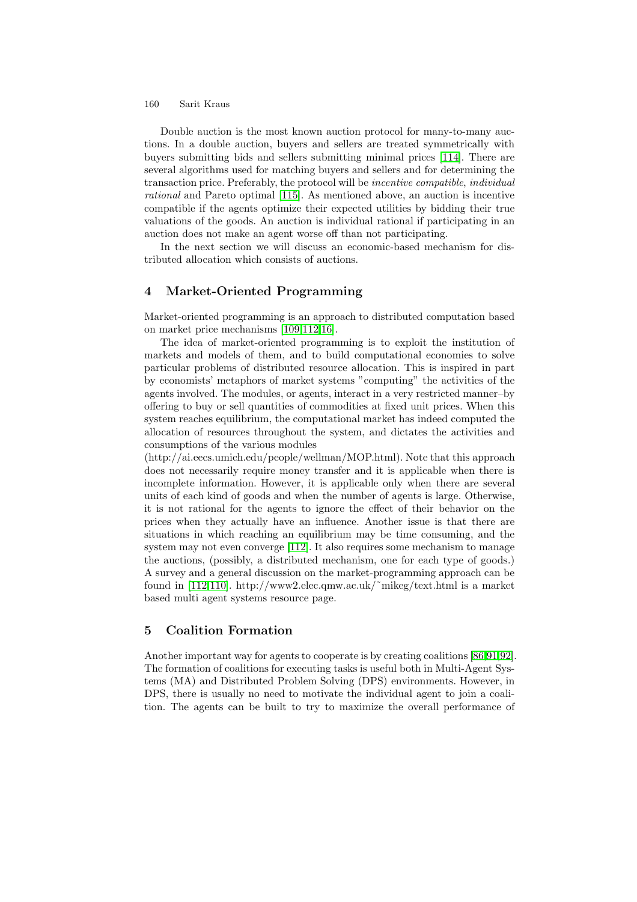Double auction is the most known auction protocol for many-to-many auctions. In a double auction, buyers and sellers are treated symmetrically with buyers submitting bids and sellers submitting minimal prices [114]. There are several algorithms used for matching buyers and sellers and for determining the transaction price. Preferably, the protocol will be *incentive compatible*, *individual rational* and Pareto optimal [115]. As mentioned above, an auction is incentive compatible if the agents optimize their expected utilities by bidding their true valuations of the goods. An auction is individual rational if participating in an auction does not make an agent worse off than not participating.

In the next section we will discuss an economic-based mechanism for distributed allocation which consists of auctions.

## 4 Market-Oriented Programming

Market-oriented programming is an approach to distributed computation based on market price mechanisms [109,112,16].

The idea of market-oriented programming is to exploit the institution of markets and models of them, and to build computational economies to solve particular problems of distributed resource allocation. This is inspired in part by economists' metaphors of market systems "computing" the activities of the agents involved. The modules, or agents, interact in a very restricted manner–by offering to buy or sell quantities of commodities at fixed unit prices. When this system reaches equilibrium, the computational market has indeed computed the allocation of resources throughout the system, and dictates the activities and consumptions of the various modules (http://ai.eecs.umich.edu/people/wellman/MOP.html). Note that this approach does not necessarily require money transfer and it is applicable when there is incomplete information. However, it is applicable only when there are several units of each kind of goods and when the number of agents is large. Otherwise, it is not rational for the agents to ignore the effect of their behavior on the prices when they actually have an influence. Another issue is that there are situations in which reaching an equilibrium may be time consuming, and the system may not even converge [112]. It also requires some mechanism to manage the auctions, (possibly, a distributed mechanism, one for each type of goods.) A survey and a general discussion on the market-programming approach can be found in [112,110]. http://www2.elec.qmw.ac.uk/~mikeg/text.html is a market based multi agent systems resource page.

## 5 Coalition Formation

Another important way for agents to cooperate is by creating coalitions [86,91,92]. The formation of coalitions for executing tasks is useful both in Multi-Agent Systems (MA) and Distributed Problem Solving (DPS) environments. However, in DPS, there is usually no need to motivate the individual agent to join a coalition. The agents can be built to try to maximize the overall performance of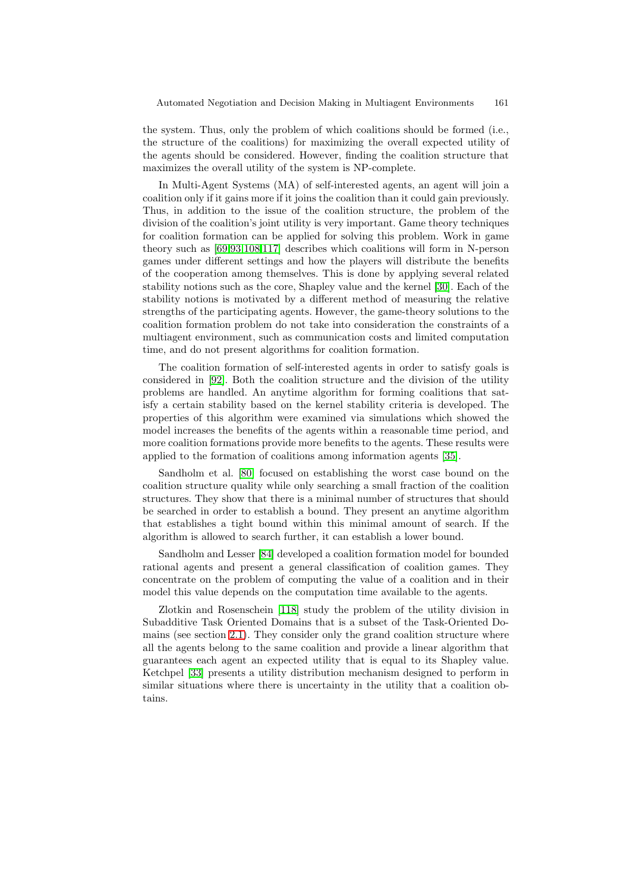the system. Thus, only the problem of which coalitions should be formed (i.e., the structure of the coalitions) for maximizing the overall expected utility of the agents should be considered. However, finding the coalition structure that maximizes the overall utility of the system is NP-complete.

In Multi-Agent Systems (MA) of self-interested agents, an agent will join a coalition only if it gains more if it joins the coalition than it could gain previously. Thus, in addition to the issue of the coalition structure, the problem of the division of the coalition's joint utility is very important. Game theory techniques for coalition formation can be applied for solving this problem. Work in game theory such as [69,93,108,117] describes which coalitions will form in N-person games under different settings and how the players will distribute the benefits of the cooperation among themselves. This is done by applying several related stability notions such as the core, Shapley value and the kernel [30]. Each of the stability notions is motivated by a different method of measuring the relative strengths of the participating agents. However, the game-theory solutions to the coalition formation problem do not take into consideration the constraints of a multiagent environment, such as communication costs and limited computation time, and do not present algorithms for coalition formation.

The coalition formation of self-interested agents in order to satisfy goals is considered in [92]. Both the coalition structure and the division of the utility problems are handled. An anytime algorithm for forming coalitions that satisfy a certain stability based on the kernel stability criteria is developed. The properties of this algorithm were examined via simulations which showed the model increases the benefits of the agents within a reasonable time period, and more coalition formations provide more benefits to the agents. These results were applied to the formation of coalitions among information agents [35].

Sandholm et al. [80] focused on establishing the worst case bound on the coalition structure quality while only searching a small fraction of the coalition structures. They show that there is a minimal number of structures that should be searched in order to establish a bound. They present an anytime algorithm that establishes a tight bound within this minimal amount of search. If the algorithm is allowed to search further, it can establish a lower bound.

Sandholm and Lesser [84] developed a coalition formation model for bounded rational agents and present a general classification of coalition games. They concentrate on the problem of computing the value of a coalition and in their model this value depends on the computation time available to the agents.

Zlotkin and Rosenschein [118] study the problem of the utility division in Subadditive Task Oriented Domains that is a subset of the Task-Oriented Domains (see section 2.1). They consider only the grand coalition structure where all the agents belong to the same coalition and provide a linear algorithm that guarantees each agent an expected utility that is equal to its Shapley value. Ketchpel [33] presents a utility distribution mechanism designed to perform in similar situations where there is uncertainty in the utility that a coalition obtains.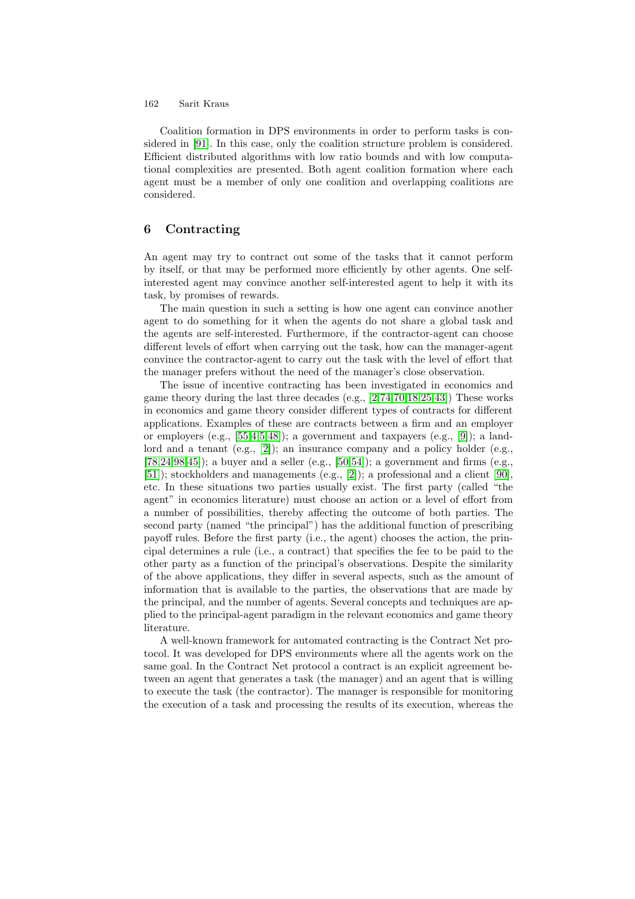Coalition formation in DPS environments in order to perform tasks is considered in [91]. In this case, only the coalition structure problem is considered. Efficient distributed algorithms with low ratio bounds and with low computational complexities are presented. Both agent coalition formation where each agent must be a member of only one coalition and overlapping coalitions are considered.

## 6 Contracting

An agent may try to contract out some of the tasks that it cannot perform by itself, or that may be performed more efficiently by other agents. One self-interested agent may convince another self-interested agent to help it with its task, by promises of rewards.

The main question in such a setting is how one agent can convince another agent to do something for it when the agents do not share a global task and the agents are self-interested. Furthermore, if the contractor-agent can choose different levels of effort when carrying out the task, how can the manager-agent convince the contractor-agent to carry out the task with the level of effort that the manager prefers without the need of the manager's close observation.

The issue of incentive contracting has been investigated in economics and game theory during the last three decades (e.g., [2,74,70,18,25,43]) These works in economics and game theory consider different types of contracts for different applications. Examples of these are contracts between a firm and an employer or employers (e.g., [55,4,5,48]); a government and taxpayers (e.g., [9]); a landlord and a tenant (e.g., [2]); an insurance company and a policy holder (e.g., [78,24,98,45]); a buyer and a seller (e.g., [50,54]); a government and firms (e.g., [51]); stockholders and managements (e.g., [2]); a professional and a client [90], etc. In these situations two parties usually exist. The first party (called "the agent" in economics literature) must choose an action or a level of effort from a number of possibilities, thereby affecting the outcome of both parties. The second party (named "the principal") has the additional function of prescribing payoff rules. Before the first party (i.e., the agent) chooses the action, the principal determines a rule (i.e., a contract) that specifies the fee to be paid to the other party as a function of the principal's observations. Despite the similarity of the above applications, they differ in several aspects, such as the amount of information that is available to the parties, the observations that are made by the principal, and the number of agents. Several concepts and techniques are applied to the principal-agent paradigm in the relevant economics and game theory literature.

A well-known framework for automated contracting is the Contract Net protocol. It was developed for DPS environments where all the agents work on the same goal. In the Contract Net protocol a contract is an explicit agreement between an agent that generates a task (the manager) and an agent that is willing to execute the task (the contractor). The manager is responsible for monitoring the execution of a task and processing the results of its execution, whereas the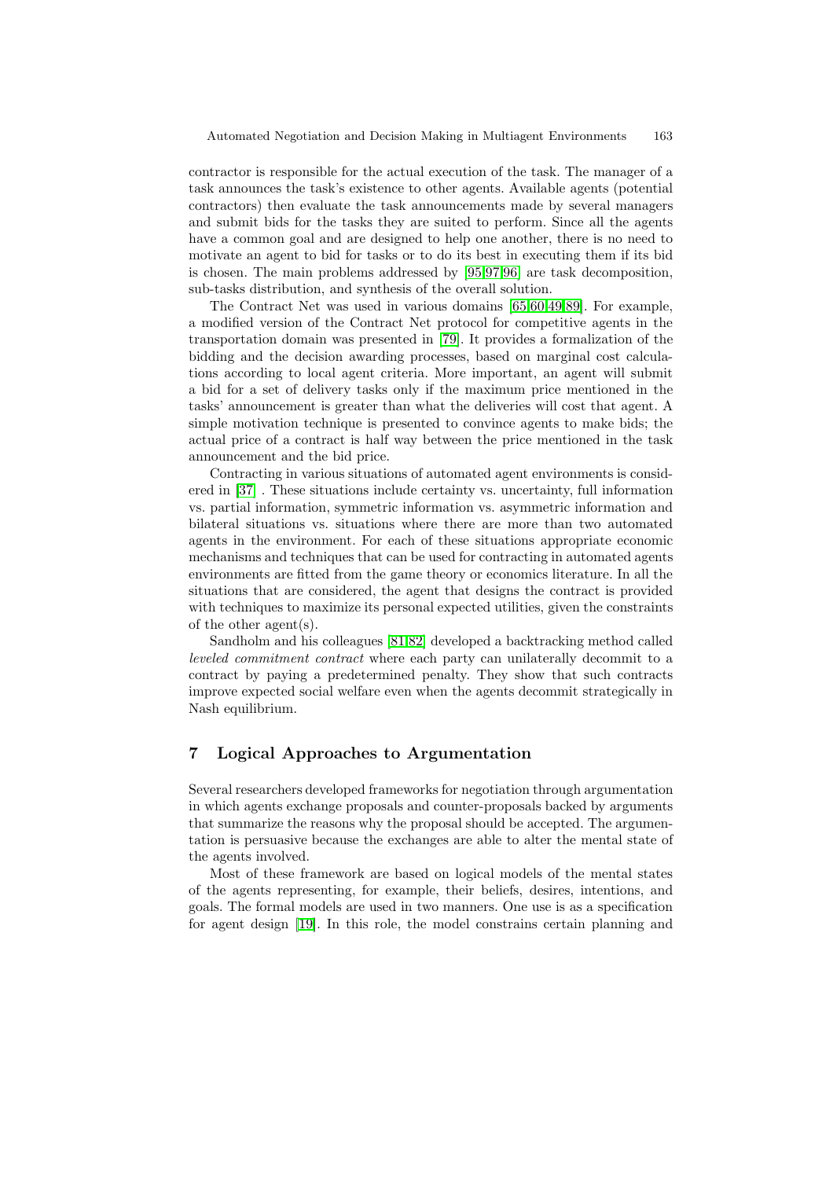contractor is responsible for the actual execution of the task. The manager of a task announces the task's existence to other agents. Available agents (potential contractors) then evaluate the task announcements made by several managers and submit bids for the tasks they are suited to perform. Since all the agents have a common goal and are designed to help one another, there is no need to motivate an agent to bid for tasks or to do its best in executing them if its bid is chosen. The main problems addressed by [95,97,96] are task decomposition, sub-tasks distribution, and synthesis of the overall solution.

The Contract Net was used in various domains [65,60,49,89]. For example, a modified version of the Contract Net protocol for competitive agents in the transportation domain was presented in [79]. It provides a formalization of the bidding and the decision awarding processes, based on marginal cost calculations according to local agent criteria. More important, an agent will submit a bid for a set of delivery tasks only if the maximum price mentioned in the tasks' announcement is greater than what the deliveries will cost that agent. A simple motivation technique is presented to convince agents to make bids; the actual price of a contract is half way between the price mentioned in the task announcement and the bid price.

Contracting in various situations of automated agent environments is considered in [37] . These situations include certainty vs. uncertainty, full information vs. partial information, symmetric information vs. asymmetric information and bilateral situations vs. situations where there are more than two automated agents in the environment. For each of these situations appropriate economic mechanisms and techniques that can be used for contracting in automated agents environments are fitted from the game theory or economics literature. In all the situations that are considered, the agent that designs the contract is provided with techniques to maximize its personal expected utilities, given the constraints of the other agent(s).

Sandholm and his colleagues [81,82] developed a backtracking method called *leveled commitment contract* where each party can unilaterally decommit to a contract by paying a predetermined penalty. They show that such contracts improve expected social welfare even when the agents decommit strategically in Nash equilibrium.

## 7 Logical Approaches to Argumentation

Several researchers developed frameworks for negotiation through argumentation in which agents exchange proposals and counter-proposals backed by arguments that summarize the reasons why the proposal should be accepted. The argumentation is persuasive because the exchanges are able to alter the mental state of the agents involved.

Most of these framework are based on logical models of the mental states of the agents representing, for example, their beliefs, desires, intentions, and goals. The formal models are used in two manners. One use is as a specification for agent design [19]. In this role, the model constrains certain planning and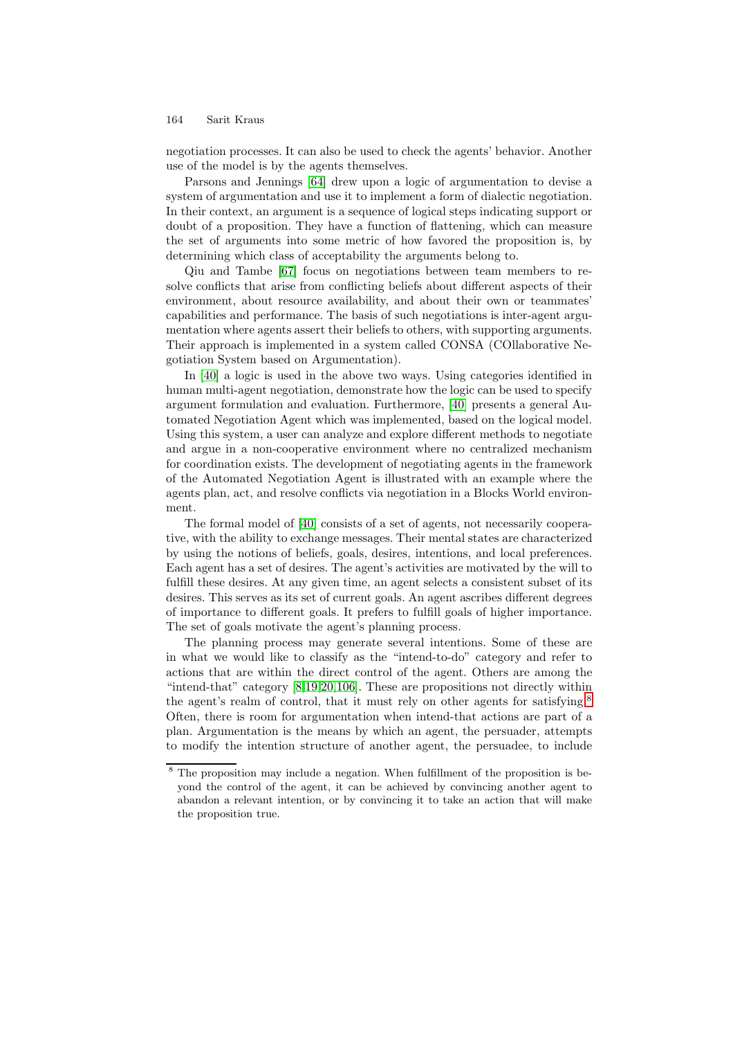negotiation processes. It can also be used to check the agents' behavior. Another use of the model is by the agents themselves.

Parsons and Jennings [64] drew upon a logic of argumentation to devise a system of argumentation and use it to implement a form of dialectic negotiation. In their context, an argument is a sequence of logical steps indicating support or doubt of a proposition. They have a function of flattening, which can measure the set of arguments into some metric of how favored the proposition is, by determining which class of acceptability the arguments belong to.

Qiu and Tambe [67] focus on negotiations between team members to resolve conflicts that arise from conflicting beliefs about different aspects of their environment, about resource availability, and about their own or teammates' capabilities and performance. The basis of such negotiations is inter-agent argumentation where agents assert their beliefs to others, with supporting arguments. Their approach is implemented in a system called CONSA (COllaborative Negotiation System based on Argumentation).

In [40] a logic is used in the above two ways. Using categories identified in human multi-agent negotiation, demonstrate how the logic can be used to specify argument formulation and evaluation. Furthermore, [40] presents a general Automated Negotiation Agent which was implemented, based on the logical model. Using this system, a user can analyze and explore different methods to negotiate and argue in a non-cooperative environment where no centralized mechanism for coordination exists. The development of negotiating agents in the framework of the Automated Negotiation Agent is illustrated with an example where the agents plan, act, and resolve conflicts via negotiation in a Blocks World environment.

The formal model of [40] consists of a set of agents, not necessarily cooperative, with the ability to exchange messages. Their mental states are characterized by using the notions of beliefs, goals, desires, intentions, and local preferences. Each agent has a set of desires. The agent's activities are motivated by the will to fulfill these desires. At any given time, an agent selects a consistent subset of its desires. This serves as its set of current goals. An agent ascribes different degrees of importance to different goals. It prefers to fulfill goals of higher importance. The set of goals motivate the agent's planning process.

The planning process may generate several intentions. Some of these are in what we would like to classify as the "intend-to-do" category and refer to actions that are within the direct control of the agent. Others are among the "intend-that" category [8,19,20,106]. These are propositions not directly within the agent's realm of control, that it must rely on other agents for satisfying.[8] Often, there is room for argumentation when intend-that actions are part of a plan. Argumentation is the means by which an agent, the persuader, attempts to modify the intention structure of another agent, the persuadee, to include

[8] The proposition may include a negation. When fulfillment of the proposition is beyond the control of the agent, it can be achieved by convincing another agent to abandon a relevant intention, or by convincing it to take an action that will make the proposition true.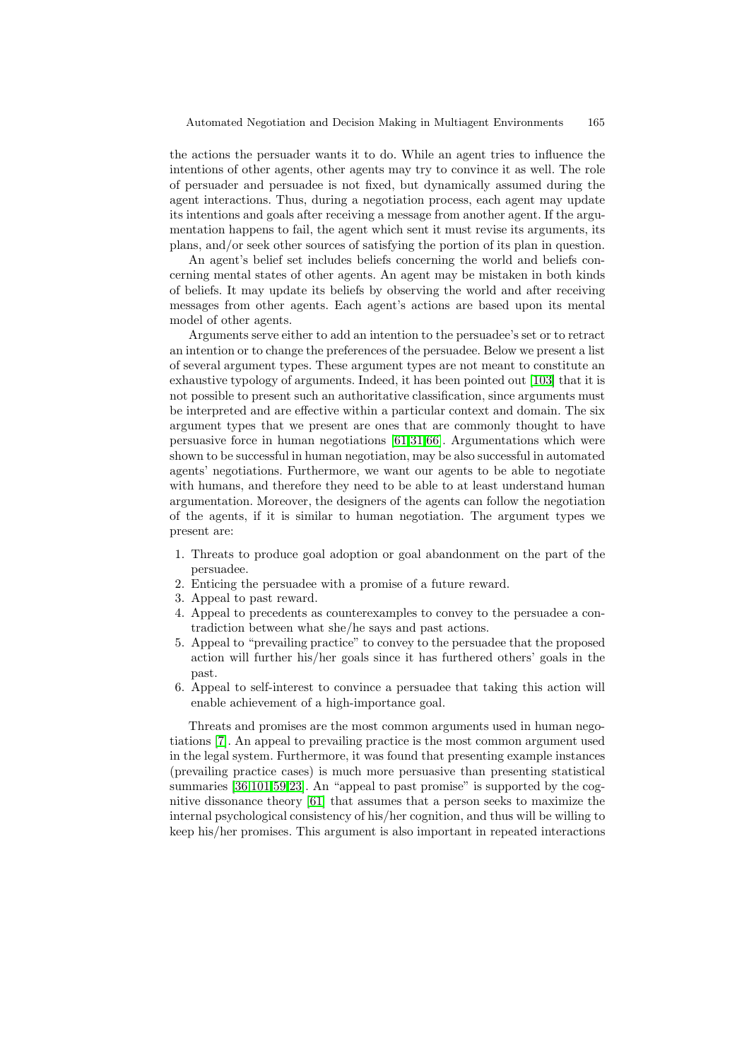the actions the persuader wants it to do. While an agent tries to influence the intentions of other agents, other agents may try to convince it as well. The role of persuader and persuadee is not fixed, but dynamically assumed during the agent interactions. Thus, during a negotiation process, each agent may update its intentions and goals after receiving a message from another agent. If the argumentation happens to fail, the agent which sent it must revise its arguments, its plans, and/or seek other sources of satisfying the portion of its plan in question.

An agent's belief set includes beliefs concerning the world and beliefs concerning mental states of other agents. An agent may be mistaken in both kinds of beliefs. It may update its beliefs by observing the world and after receiving messages from other agents. Each agent's actions are based upon its mental model of other agents.

Arguments serve either to add an intention to the persuadee's set or to retract an intention or to change the preferences of the persuadee. Below we present a list of several argument types. These argument types are not meant to constitute an exhaustive typology of arguments. Indeed, it has been pointed out [103] that it is not possible to present such an authoritative classification, since arguments must be interpreted and are effective within a particular context and domain. The six argument types that we present are ones that are commonly thought to have persuasive force in human negotiations [61,31,66]. Argumentations which were shown to be successful in human negotiation, may be also successful in automated agents' negotiations. Furthermore, we want our agents to be able to negotiate with humans, and therefore they need to be able to at least understand human argumentation. Moreover, the designers of the agents can follow the negotiation of the agents, if it is similar to human negotiation. The argument types we present are:

1. Threats to produce goal adoption or goal abandonment on the part of the persuadee.
2. Enticing the persuadee with a promise of a future reward.
3. Appeal to past reward.
4. Appeal to precedents as counterexamples to convey to the persuadee a contradiction between what she/he says and past actions.
5. Appeal to "prevailing practice" to convey to the persuadee that the proposed action will further his/her goals since it has furthered others' goals in the past.
6. Appeal to self-interest to convince a persuadee that taking this action will enable achievement of a high-importance goal.

Threats and promises are the most common arguments used in human negotiations [7]. An appeal to prevailing practice is the most common argument used in the legal system. Furthermore, it was found that presenting example instances (prevailing practice cases) is much more persuasive than presenting statistical summaries [36,101,59,23]. An "appeal to past promise" is supported by the cognitive dissonance theory [61] that assumes that a person seeks to maximize the internal psychological consistency of his/her cognition, and thus will be willing to keep his/her promises. This argument is also important in repeated interactions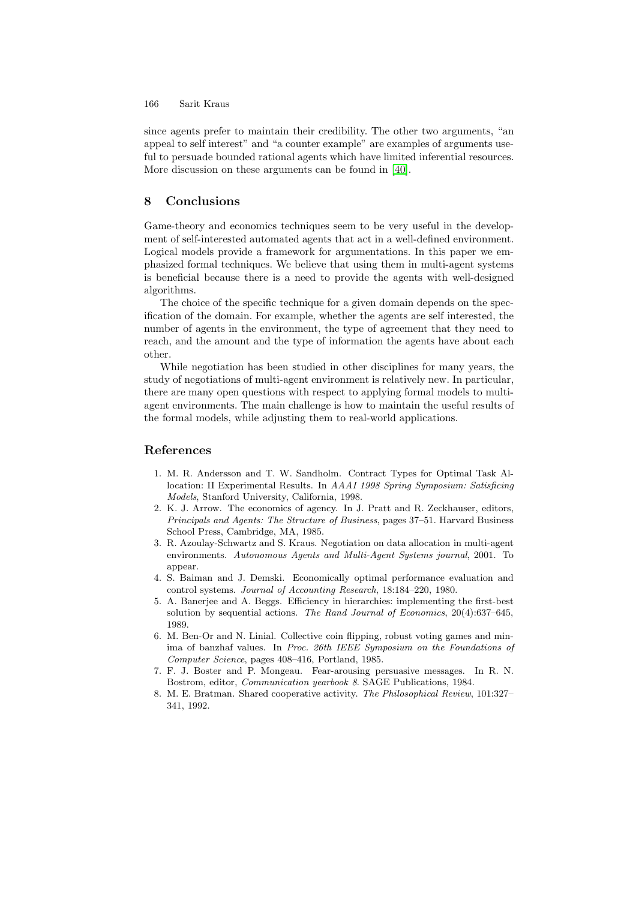since agents prefer to maintain their credibility. The other two arguments, "an appeal to self interest" and "a counter example" are examples of arguments useful to persuade bounded rational agents which have limited inferential resources. More discussion on these arguments can be found in [40].

## 8 Conclusions

Game-theory and economics techniques seem to be very useful in the development of self-interested automated agents that act in a well-defined environment. Logical models provide a framework for argumentations. In this paper we emphasized formal techniques. We believe that using them in multi-agent systems is beneficial because there is a need to provide the agents with well-designed algorithms.

The choice of the specific technique for a given domain depends on the specification of the domain. For example, whether the agents are self interested, the number of agents in the environment, the type of agreement that they need to reach, and the amount and the type of information the agents have about each other.

While negotiation has been studied in other disciplines for many years, the study of negotiations of multi-agent environment is relatively new. In particular, there are many open questions with respect to applying formal models to multi-agent environments. The main challenge is how to maintain the useful results of the formal models, while adjusting them to real-world applications.

## References

1. M. R. Andersson and T. W. Sandholm. Contract Types for Optimal Task Allocation: II Experimental Results. In *AAAI 1998 Spring Symposium: Satisficing Models*, Stanford University, California, 1998.
2. K. J. Arrow. The economics of agency. In J. Pratt and R. Zeckhauser, editors, *Principals and Agents: The Structure of Business*, pages 37–51. Harvard Business School Press, Cambridge, MA, 1985.
3. R. Azoulay-Schwartz and S. Kraus. Negotiation on data allocation in multi-agent environments. *Autonomous Agents and Multi-Agent Systems journal*, 2001. To appear.
4. S. Baiman and J. Demski. Economically optimal performance evaluation and control systems. *Journal of Accounting Research*, 18:184–220, 1980.
5. A. Banerjee and A. Beggs. Efficiency in hierarchies: implementing the first-best solution by sequential actions. *The Rand Journal of Economics*, 20(4):637–645, 1989.
6. M. Ben-Or and N. Linial. Collective coin flipping, robust voting games and minima of banzhaf values. In *Proc. 26th IEEE Symposium on the Foundations of Computer Science*, pages 408–416, Portland, 1985.
7. F. J. Boster and P. Mongeau. Fear-arousing persuasive messages. In R. N. Bostrom, editor, *Communication yearbook 8*. SAGE Publications, 1984.
8. M. E. Bratman. Shared cooperative activity. *The Philosophical Review*, 101:327–341, 1992.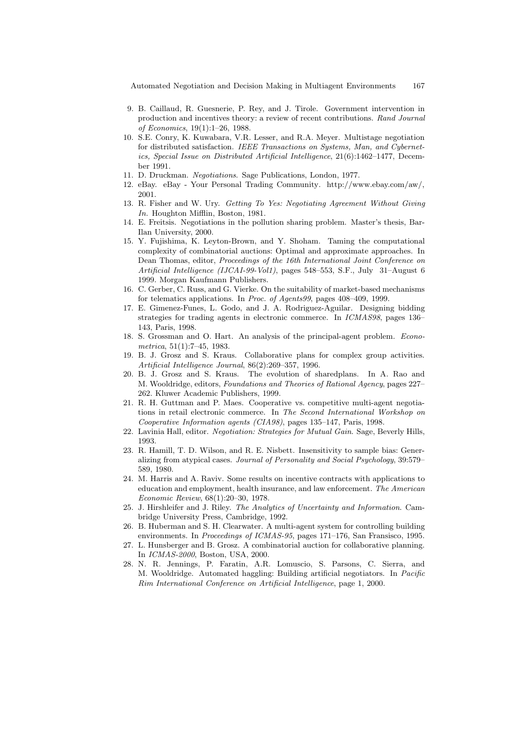9. B. Caillaud, R. Guesnerie, P. Rey, and J. Tirole. Government intervention in production and incentives theory: a review of recent contributions. *Rand Journal of Economics*, 19(1):1–26, 1988.
10. S.E. Conry, K. Kuwabara, V.R. Lesser, and R.A. Meyer. Multistage negotiation for distributed satisfaction. *IEEE Transactions on Systems, Man, and Cybernetics, Special Issue on Distributed Artificial Intelligence*, 21(6):1462–1477, December 1991.
11. D. Druckman. *Negotiations*. Sage Publications, London, 1977.
12. eBay. eBay - Your Personal Trading Community. http://www.ebay.com/aw/, 2001.
13. R. Fisher and W. Ury. *Getting To Yes: Negotiating Agreement Without Giving In*. Houghton Mifflin, Boston, 1981.
14. E. Freitsis. Negotiations in the pollution sharing problem. Master's thesis, Bar-Ilan University, 2000.
15. Y. Fujishima, K. Leyton-Brown, and Y. Shoham. Taming the computational complexity of combinatorial auctions: Optimal and approximate approaches. In Dean Thomas, editor, *Proceedings of the 16th International Joint Conference on Artificial Intelligence (IJCAI-99-Vol1)*, pages 548–553, S.F., July 31–August 6 1999. Morgan Kaufmann Publishers.
16. C. Gerber, C. Russ, and G. Vierke. On the suitability of market-based mechanisms for telematics applications. In *Proc. of Agents99*, pages 408–409, 1999.
17. E. Gimenez-Funes, L. Godo, and J. A. Rodriguez-Aguilar. Designing bidding strategies for trading agents in electronic commerce. In *ICMAS98*, pages 136–143, Paris, 1998.
18. S. Grossman and O. Hart. An analysis of the principal-agent problem. *Econometrica*, 51(1):7–45, 1983.
19. B. J. Grosz and S. Kraus. Collaborative plans for complex group activities. *Artificial Intelligence Journal*, 86(2):269–357, 1996.
20. B. J. Grosz and S. Kraus. The evolution of sharedplans. In A. Rao and M. Wooldridge, editors, *Foundations and Theories of Rational Agency*, pages 227–262. Kluwer Academic Publishers, 1999.
21. R. H. Guttman and P. Maes. Cooperative vs. competitive multi-agent negotiations in retail electronic commerce. In *The Second International Workshop on Cooperative Information agents (CIA98)*, pages 135–147, Paris, 1998.
22. Lavinia Hall, editor. *Negotiation: Strategies for Mutual Gain*. Sage, Beverly Hills, 1993.
23. R. Hamill, T. D. Wilson, and R. E. Nisbett. Insensitivity to sample bias: Generalizing from atypical cases. *Journal of Personality and Social Psychology*, 39:579–589, 1980.
24. M. Harris and A. Raviv. Some results on incentive contracts with applications to education and employment, health insurance, and law enforcement. *The American Economic Review*, 68(1):20–30, 1978.
25. J. Hirshleifer and J. Riley. *The Analytics of Uncertainty and Information*. Cambridge University Press, Cambridge, 1992.
26. B. Huberman and S. H. Clearwater. A multi-agent system for controlling building environments. In *Proceedings of ICMAS-95*, pages 171–176, San Fransisco, 1995.
27. L. Hunsberger and B. Grosz. A combinatorial auction for collaborative planning. In *ICMAS-2000*, Boston, USA, 2000.
28. N. R. Jennings, P. Faratin, A.R. Lomuscio, S. Parsons, C. Sierra, and M. Wooldridge. Automated haggling: Building artificial negotiators. In *Pacific Rim International Conference on Artificial Intelligence*, page 1, 2000.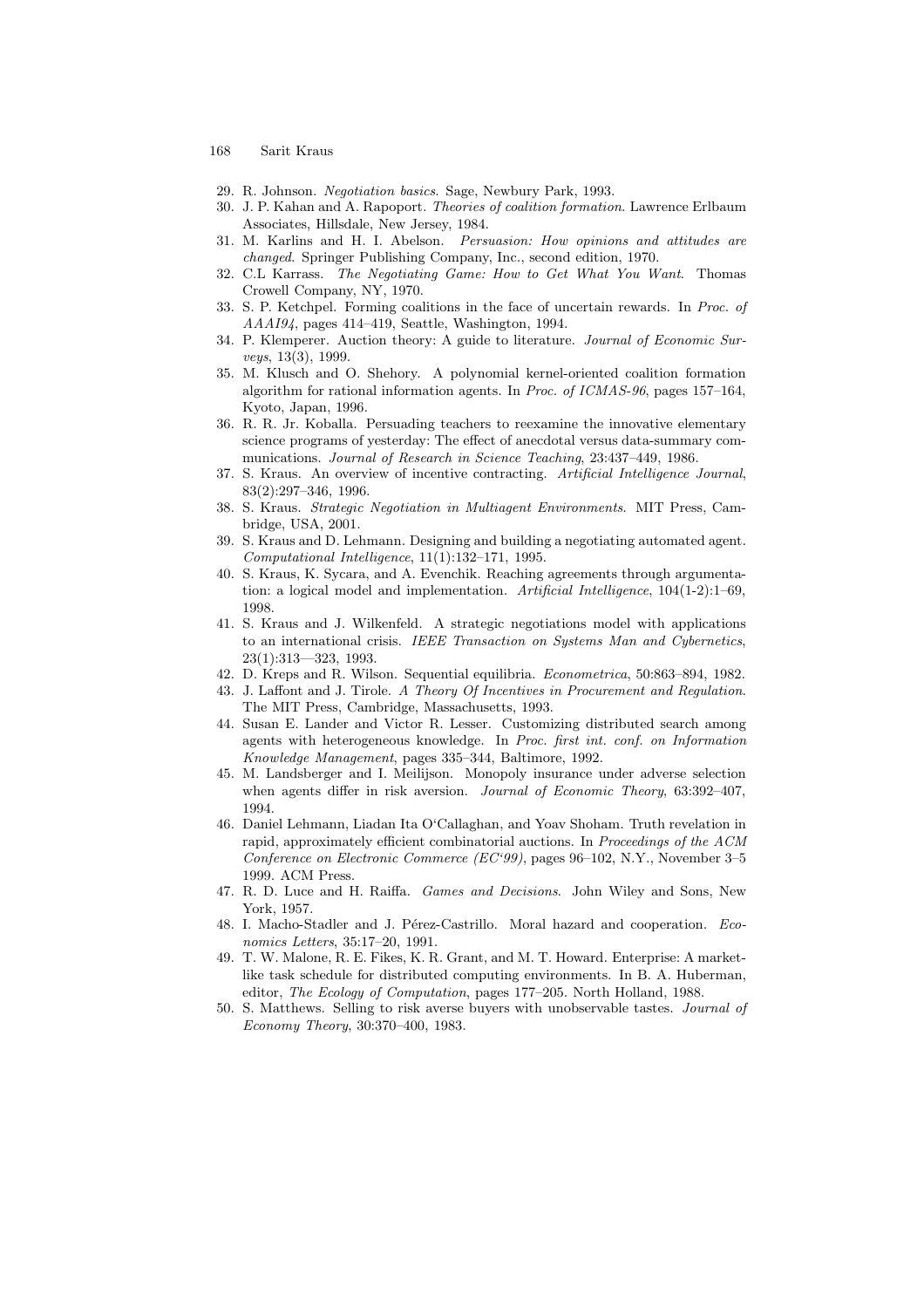29. R. Johnson. *Negotiation basics*. Sage, Newbury Park, 1993.
30. J. P. Kahan and A. Rapoport. *Theories of coalition formation*. Lawrence Erlbaum Associates, Hillsdale, New Jersey, 1984.
31. M. Karlins and H. I. Abelson. *Persuasion: How opinions and attitudes are changed*. Springer Publishing Company, Inc., second edition, 1970.
32. C.L Karrass. *The Negotiating Game: How to Get What You Want*. Thomas Crowell Company, NY, 1970.
33. S. P. Ketchpel. Forming coalitions in the face of uncertain rewards. In *Proc. of AAAI94*, pages 414–419, Seattle, Washington, 1994.
34. P. Klemperer. Auction theory: A guide to literature. *Journal of Economic Surveys*, 13(3), 1999.
35. M. Klusch and O. Shehory. A polynomial kernel-oriented coalition formation algorithm for rational information agents. In *Proc. of ICMAS-96*, pages 157–164, Kyoto, Japan, 1996.
36. R. R. Jr. Koballa. Persuading teachers to reexamine the innovative elementary science programs of yesterday: The effect of anecdotal versus data-summary communications. *Journal of Research in Science Teaching*, 23:437–449, 1986.
37. S. Kraus. An overview of incentive contracting. *Artificial Intelligence Journal*, 83(2):297–346, 1996.
38. S. Kraus. *Strategic Negotiation in Multiagent Environments*. MIT Press, Cambridge, USA, 2001.
39. S. Kraus and D. Lehmann. Designing and building a negotiating automated agent. *Computational Intelligence*, 11(1):132–171, 1995.
40. S. Kraus, K. Sycara, and A. Evenchik. Reaching agreements through argumentation: a logical model and implementation. *Artificial Intelligence*, 104(1-2):1–69, 1998.
41. S. Kraus and J. Wilkenfeld. A strategic negotiations model with applications to an international crisis. *IEEE Transaction on Systems Man and Cybernetics*, 23(1):313—323, 1993.
42. D. Kreps and R. Wilson. Sequential equilibria. *Econometrica*, 50:863–894, 1982.
43. J. Laffont and J. Tirole. *A Theory Of Incentives in Procurement and Regulation*. The MIT Press, Cambridge, Massachusetts, 1993.
44. Susan E. Lander and Victor R. Lesser. Customizing distributed search among agents with heterogeneous knowledge. In *Proc. first int. conf. on Information Knowledge Management*, pages 335–344, Baltimore, 1992.
45. M. Landsberger and I. Meilijson. Monopoly insurance under adverse selection when agents differ in risk aversion. *Journal of Economic Theory*, 63:392–407, 1994.
46. Daniel Lehmann, Liadan Ita O'Callaghan, and Yoav Shoham. Truth revelation in rapid, approximately efficient combinatorial auctions. In *Proceedings of the ACM Conference on Electronic Commerce (EC'99)*, pages 96–102, N.Y., November 3–5 1999. ACM Press.
47. R. D. Luce and H. Raiffa. *Games and Decisions*. John Wiley and Sons, New York, 1957.
48. I. Macho-Stadler and J. Pérez-Castrillo. Moral hazard and cooperation. *Economics Letters*, 35:17–20, 1991.
49. T. W. Malone, R. E. Fikes, K. R. Grant, and M. T. Howard. Enterprise: A market-like task schedule for distributed computing environments. In B. A. Huberman, editor, *The Ecology of Computation*, pages 177–205. North Holland, 1988.
50. S. Matthews. Selling to risk averse buyers with unobservable tastes. *Journal of Economy Theory*, 30:370–400, 1983.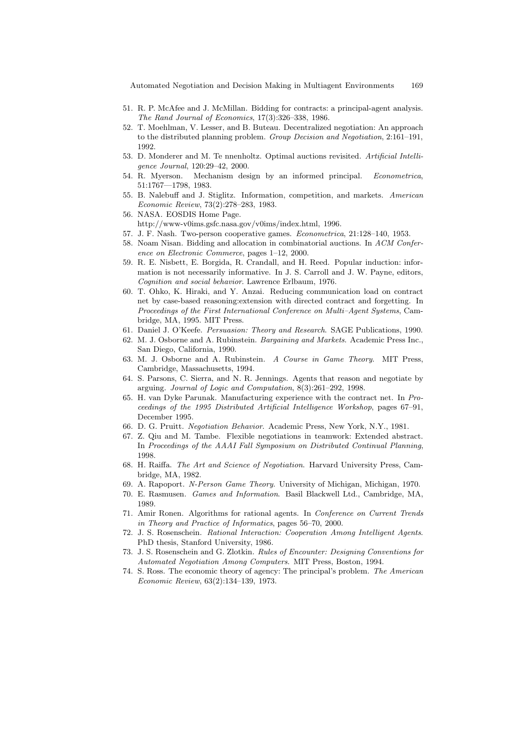51. R. P. McAfee and J. McMillan. Bidding for contracts: a principal-agent analysis. *The Rand Journal of Economics*, 17(3):326–338, 1986.
52. T. Moehlman, V. Lesser, and B. Buteau. Decentralized negotiation: An approach to the distributed planning problem. *Group Decision and Negotiation*, 2:161–191, 1992.
53. D. Monderer and M. Te nnenholtz. Optimal auctions revisited. *Artificial Intelligence Journal*, 120:29–42, 2000.
54. R. Myerson. Mechanism design by an informed principal. *Econometrica*, 51:1767—1798, 1983.
55. B. Nalebuff and J. Stiglitz. Information, competition, and markets. *American Economic Review*, 73(2):278–283, 1983.
56. NASA. EOSDIS Home Page. http://www-v0ims.gsfc.nasa.gov/v0ims/index.html, 1996.
57. J. F. Nash. Two-person cooperative games. *Econometrica*, 21:128–140, 1953.
58. Noam Nisan. Bidding and allocation in combinatorial auctions. In *ACM Conference on Electronic Commerce*, pages 1–12, 2000.
59. R. E. Nisbett, E. Borgida, R. Crandall, and H. Reed. Popular induction: information is not necessarily informative. In J. S. Carroll and J. W. Payne, editors, *Cognition and social behavior*. Lawrence Erlbaum, 1976.
60. T. Ohko, K. Hiraki, and Y. Anzai. Reducing communication load on contract net by case-based reasoning:extension with directed contract and forgetting. In *Proceedings of the First International Conference on Multi–Agent Systems*, Cambridge, MA, 1995. MIT Press.
61. Daniel J. O'Keefe. *Persuasion: Theory and Research*. SAGE Publications, 1990.
62. M. J. Osborne and A. Rubinstein. *Bargaining and Markets*. Academic Press Inc., San Diego, California, 1990.
63. M. J. Osborne and A. Rubinstein. *A Course in Game Theory*. MIT Press, Cambridge, Massachusetts, 1994.
64. S. Parsons, C. Sierra, and N. R. Jennings. Agents that reason and negotiate by arguing. *Journal of Logic and Computation*, 8(3):261–292, 1998.
65. H. van Dyke Parunak. Manufacturing experience with the contract net. In *Proceedings of the 1995 Distributed Artificial Intelligence Workshop*, pages 67–91, December 1995.
66. D. G. Pruitt. *Negotiation Behavior*. Academic Press, New York, N.Y., 1981.
67. Z. Qiu and M. Tambe. Flexible negotiations in teamwork: Extended abstract. In *Proceedings of the AAAI Fall Symposium on Distributed Continual Planning*, 1998.
68. H. Raiffa. *The Art and Science of Negotiation*. Harvard University Press, Cambridge, MA, 1982.
69. A. Rapoport. *N-Person Game Theory*. University of Michigan, Michigan, 1970.
70. E. Rasmusen. *Games and Information*. Basil Blackwell Ltd., Cambridge, MA, 1989.
71. Amir Ronen. Algorithms for rational agents. In *Conference on Current Trends in Theory and Practice of Informatics*, pages 56–70, 2000.
72. J. S. Rosenschein. *Rational Interaction: Cooperation Among Intelligent Agents*. PhD thesis, Stanford University, 1986.
73. J. S. Rosenschein and G. Zlotkin. *Rules of Encounter: Designing Conventions for Automated Negotiation Among Computers*. MIT Press, Boston, 1994.
74. S. Ross. The economic theory of agency: The principal's problem. *The American Economic Review*, 63(2):134–139, 1973.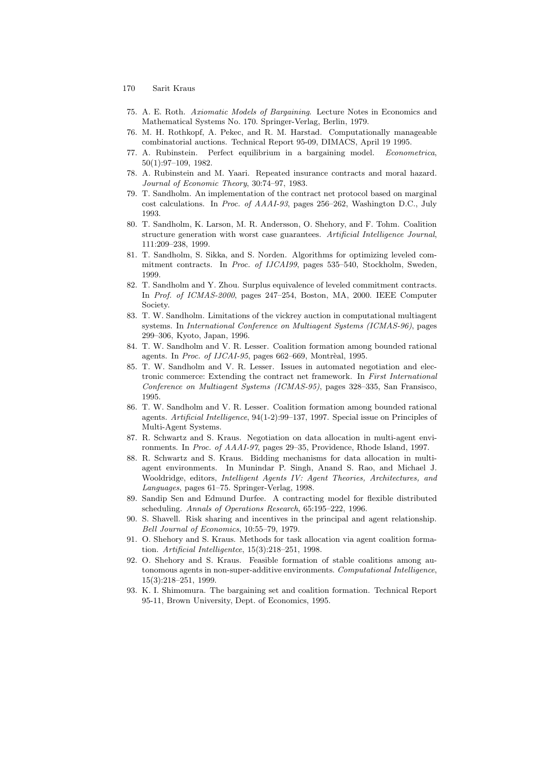75. A. E. Roth. *Axiomatic Models of Bargaining*. Lecture Notes in Economics and Mathematical Systems No. 170. Springer-Verlag, Berlin, 1979.
76. M. H. Rothkopf, A. Pekec, and R. M. Harstad. Computationally manageable combinatorial auctions. Technical Report 95-09, DIMACS, April 19 1995.
77. A. Rubinstein. Perfect equilibrium in a bargaining model. *Econometrica*, 50(1):97–109, 1982.
78. A. Rubinstein and M. Yaari. Repeated insurance contracts and moral hazard. *Journal of Economic Theory*, 30:74–97, 1983.
79. T. Sandholm. An implementation of the contract net protocol based on marginal cost calculations. In *Proc. of AAAI-93*, pages 256–262, Washington D.C., July 1993.
80. T. Sandholm, K. Larson, M. R. Andersson, O. Shehory, and F. Tohm. Coalition structure generation with worst case guarantees. *Artificial Intelligence Journal*, 111:209–238, 1999.
81. T. Sandholm, S. Sikka, and S. Norden. Algorithms for optimizing leveled commitment contracts. In *Proc. of IJCAI99*, pages 535–540, Stockholm, Sweden, 1999.
82. T. Sandholm and Y. Zhou. Surplus equivalence of leveled commitment contracts. In *Prof. of ICMAS-2000*, pages 247–254, Boston, MA, 2000. IEEE Computer Society.
83. T. W. Sandholm. Limitations of the vickrey auction in computational multiagent systems. In *International Conference on Multiagent Systems (ICMAS-96)*, pages 299–306, Kyoto, Japan, 1996.
84. T. W. Sandholm and V. R. Lesser. Coalition formation among bounded rational agents. In *Proc. of IJCAI-95*, pages 662–669, Montrèal, 1995.
85. T. W. Sandholm and V. R. Lesser. Issues in automated negotiation and electronic commerce: Extending the contract net framework. In *First International Conference on Multiagent Systems (ICMAS-95)*, pages 328–335, San Fransisco, 1995.
86. T. W. Sandholm and V. R. Lesser. Coalition formation among bounded rational agents. *Artificial Intelligence*, 94(1-2):99–137, 1997. Special issue on Principles of Multi-Agent Systems.
87. R. Schwartz and S. Kraus. Negotiation on data allocation in multi-agent environments. In *Proc. of AAAI-97*, pages 29–35, Providence, Rhode Island, 1997.
88. R. Schwartz and S. Kraus. Bidding mechanisms for data allocation in multi-agent environments. In Munindar P. Singh, Anand S. Rao, and Michael J. Wooldridge, editors, *Intelligent Agents IV: Agent Theories, Architectures, and Languages*, pages 61–75. Springer-Verlag, 1998.
89. Sandip Sen and Edmund Durfee. A contracting model for flexible distributed scheduling. *Annals of Operations Research*, 65:195–222, 1996.
90. S. Shavell. Risk sharing and incentives in the principal and agent relationship. *Bell Journal of Economics*, 10:55–79, 1979.
91. O. Shehory and S. Kraus. Methods for task allocation via agent coalition formation. *Artificial Intelligentce*, 15(3):218–251, 1998.
92. O. Shehory and S. Kraus. Feasible formation of stable coalitions among autonomous agents in non-super-additive environments. *Computational Intelligence*, 15(3):218–251, 1999.
93. K. I. Shimomura. The bargaining set and coalition formation. Technical Report 95-11, Brown University, Dept. of Economics, 1995.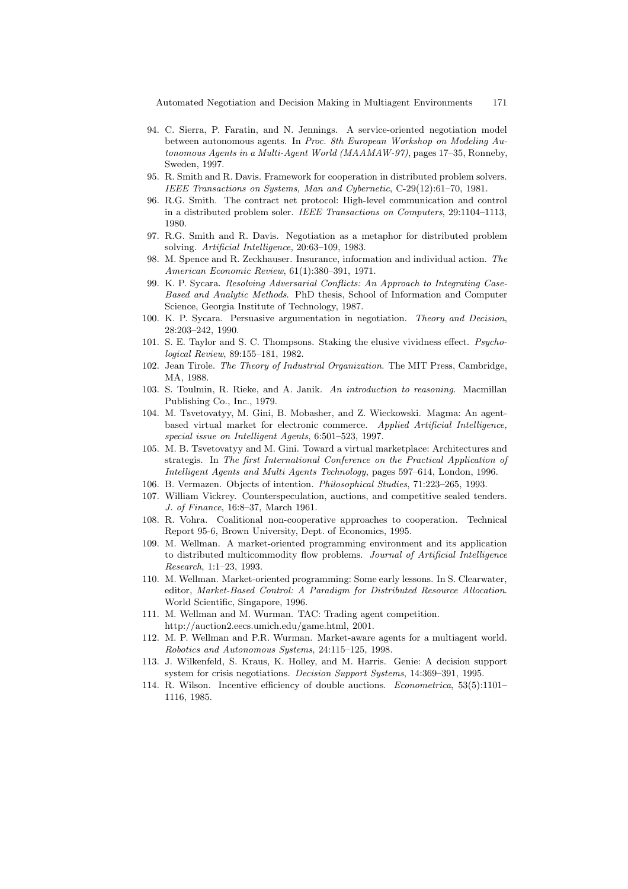94. C. Sierra, P. Faratin, and N. Jennings. A service-oriented negotiation model between autonomous agents. In *Proc. 8th European Workshop on Modeling Autonomous Agents in a Multi-Agent World (MAAMAW-97)*, pages 17–35, Ronneby, Sweden, 1997.
95. R. Smith and R. Davis. Framework for cooperation in distributed problem solvers. *IEEE Transactions on Systems, Man and Cybernetic*, C-29(12):61–70, 1981.
96. R.G. Smith. The contract net protocol: High-level communication and control in a distributed problem soler. *IEEE Transactions on Computers*, 29:1104–1113, 1980.
97. R.G. Smith and R. Davis. Negotiation as a metaphor for distributed problem solving. *Artificial Intelligence*, 20:63–109, 1983.
98. M. Spence and R. Zeckhauser. Insurance, information and individual action. *The American Economic Review*, 61(1):380–391, 1971.
99. K. P. Sycara. *Resolving Adversarial Conflicts: An Approach to Integrating Case-Based and Analytic Methods*. PhD thesis, School of Information and Computer Science, Georgia Institute of Technology, 1987.
100. K. P. Sycara. Persuasive argumentation in negotiation. *Theory and Decision*, 28:203–242, 1990.
101. S. E. Taylor and S. C. Thompsons. Staking the elusive vividness effect. *Psychological Review*, 89:155–181, 1982.
102. Jean Tirole. *The Theory of Industrial Organization*. The MIT Press, Cambridge, MA, 1988.
103. S. Toulmin, R. Rieke, and A. Janik. *An introduction to reasoning*. Macmillan Publishing Co., Inc., 1979.
104. M. Tsvetovatyy, M. Gini, B. Mobasher, and Z. Wieckowski. Magma: An agent-based virtual market for electronic commerce. *Applied Artificial Intelligence, special issue on Intelligent Agents*, 6:501–523, 1997.
105. M. B. Tsvetovatyy and M. Gini. Toward a virtual marketplace: Architectures and strategis. In *The first International Conference on the Practical Application of Intelligent Agents and Multi Agents Technology*, pages 597–614, London, 1996.
106. B. Vermazen. Objects of intention. *Philosophical Studies*, 71:223–265, 1993.
107. William Vickrey. Counterspeculation, auctions, and competitive sealed tenders. *J. of Finance*, 16:8–37, March 1961.
108. R. Vohra. Coalitional non-cooperative approaches to cooperation. Technical Report 95-6, Brown University, Dept. of Economics, 1995.
109. M. Wellman. A market-oriented programming environment and its application to distributed multicommodity flow problems. *Journal of Artificial Intelligence Research*, 1:1–23, 1993.
110. M. Wellman. Market-oriented programming: Some early lessons. In S. Clearwater, editor, *Market-Based Control: A Paradigm for Distributed Resource Allocation*. World Scientific, Singapore, 1996.
111. M. Wellman and M. Wurman. TAC: Trading agent competition. http://auction2.eecs.umich.edu/game.html, 2001.
112. M. P. Wellman and P.R. Wurman. Market-aware agents for a multiagent world. *Robotics and Autonomous Systems*, 24:115–125, 1998.
113. J. Wilkenfeld, S. Kraus, K. Holley, and M. Harris. Genie: A decision support system for crisis negotiations. *Decision Support Systems*, 14:369–391, 1995.
114. R. Wilson. Incentive efficiency of double auctions. *Econometrica*, 53(5):1101–1116, 1985.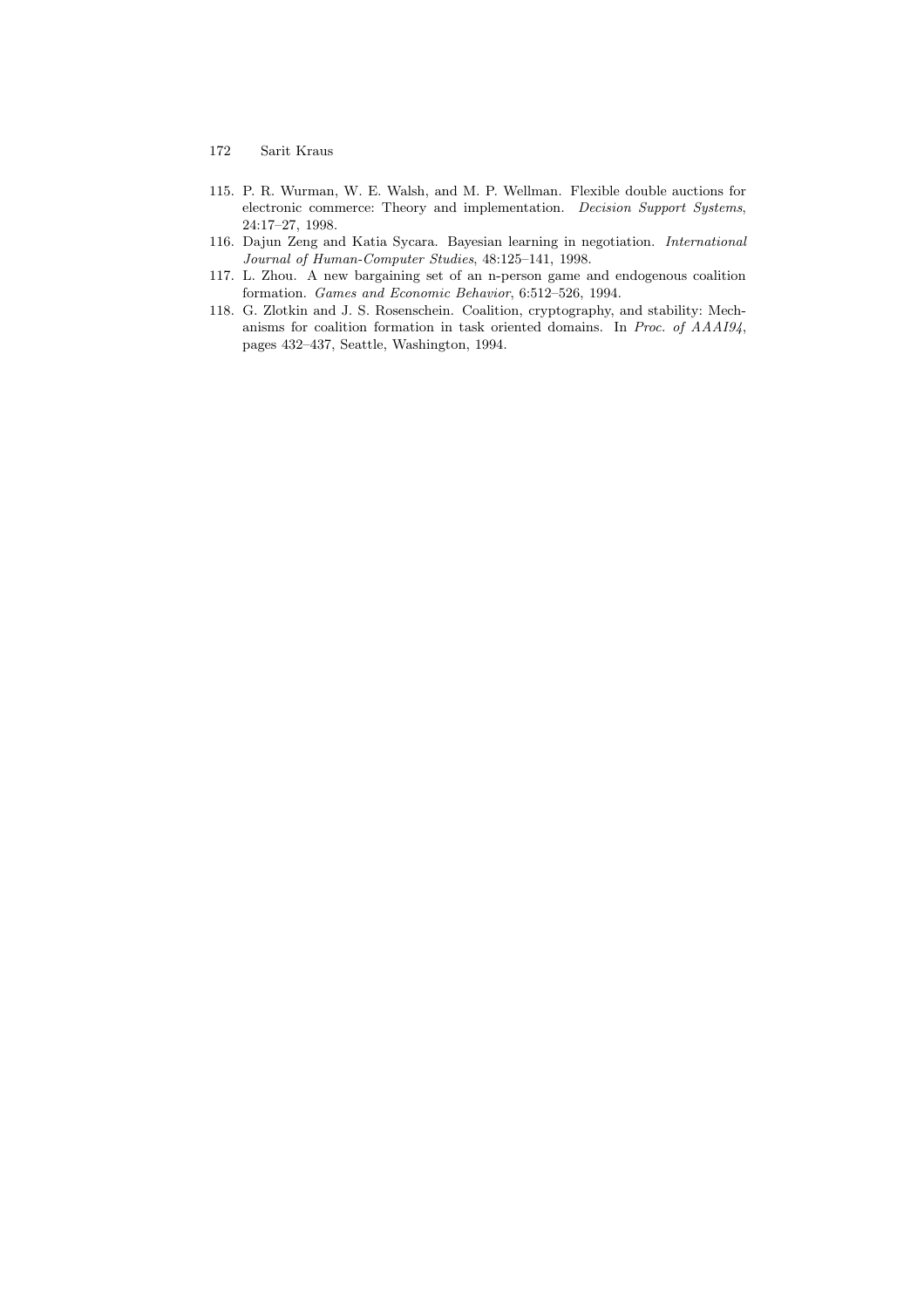115. P. R. Wurman, W. E. Walsh, and M. P. Wellman. Flexible double auctions for electronic commerce: Theory and implementation. *Decision Support Systems*, 24:17–27, 1998.
116. Dajun Zeng and Katia Sycara. Bayesian learning in negotiation. *International Journal of Human-Computer Studies*, 48:125–141, 1998.
117. L. Zhou. A new bargaining set of an n-person game and endogenous coalition formation. *Games and Economic Behavior*, 6:512–526, 1994.
118. G. Zlotkin and J. S. Rosenschein. Coalition, cryptography, and stability: Mechanisms for coalition formation in task oriented domains. In *Proc. of AAAI94*, pages 432–437, Seattle, Washington, 1994.